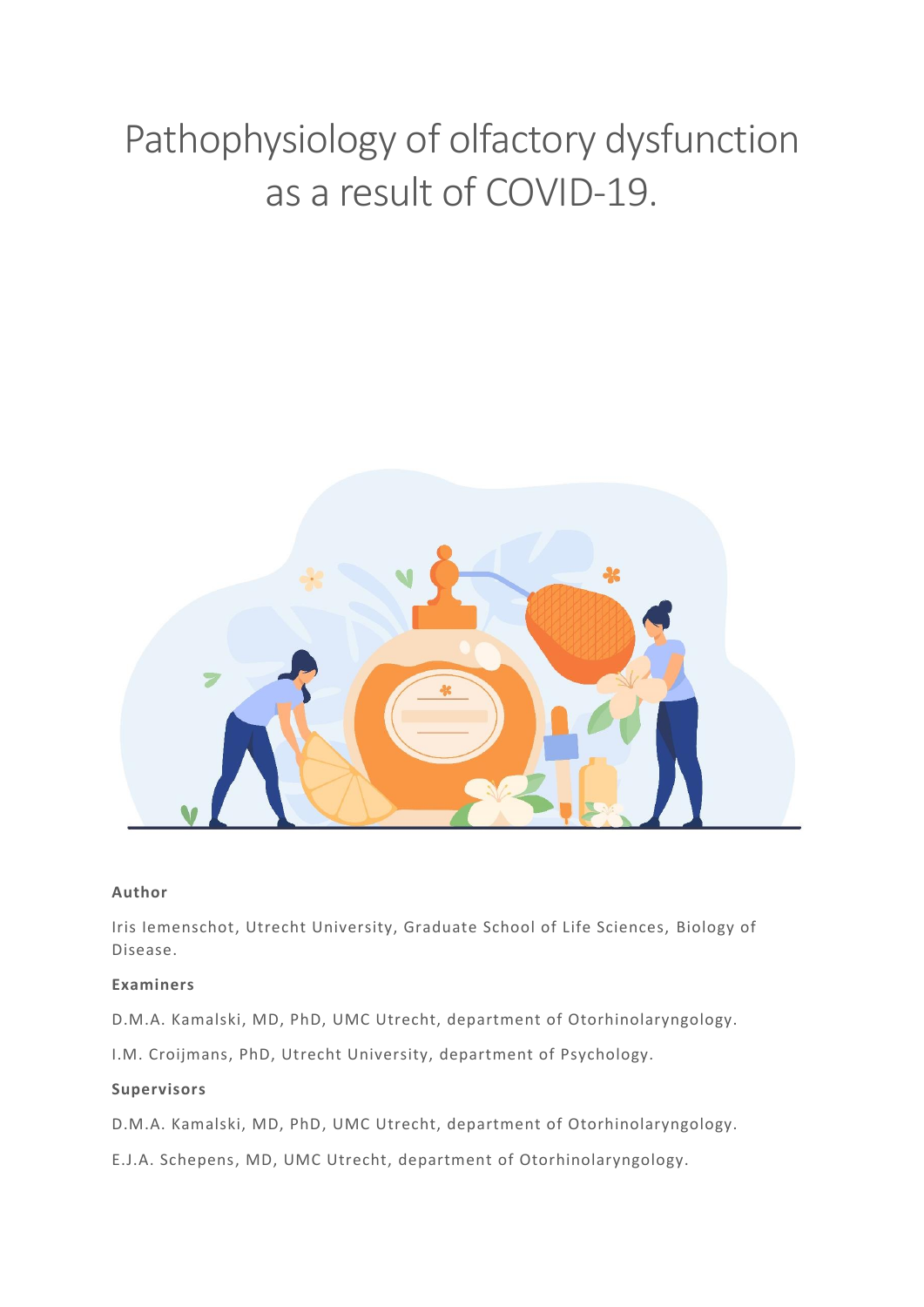# Pathophysiology of olfactory dysfunction as a result of COVID-19.

**Author**

Iris Iemenschot, Utrecht University, Graduate School of Life Sciences, Biology of Disease.

**Examiners**

D.M.A. Kamalski, MD, PhD, UMC Utrecht, department of Otorhinolaryngology.

I.M. Croijmans, PhD, Utrecht University, department of Psychology.

**Supervisors**

D.M.A. Kamalski, MD, PhD, UMC Utrecht, department of Otorhinolaryngology.

E.J.A. Schepens, MD, UMC Utrecht, department of Otorhinolaryngology.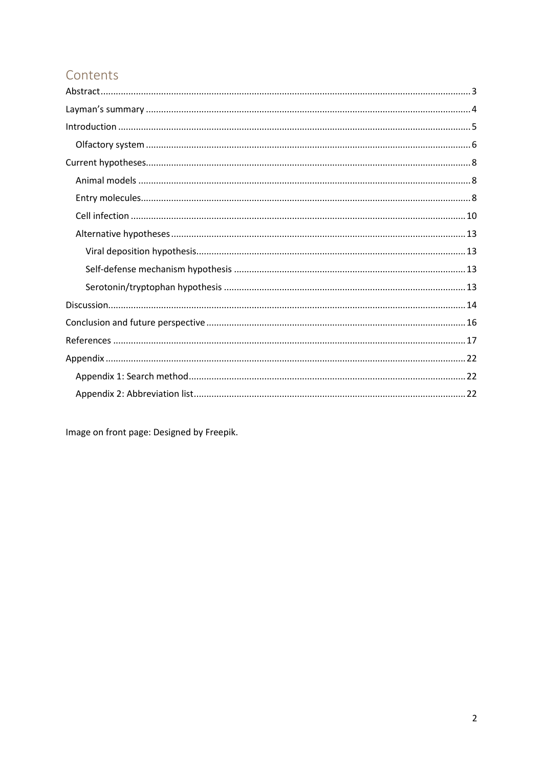# Contents

Abstract .................................................................................................................................... 3

Layman's summary ................................................................................................................... 4

Introduction .............................................................................................................................. 5

  Olfactory system .................................................................................................................. 6

Current hypotheses ................................................................................................................... 8

  Animal models ..................................................................................................................... 8

  Entry molecules .................................................................................................................... 8

  Cell infection ....................................................................................................................... 10

  Alternative hypotheses ....................................................................................................... 13

    Viral deposition hypothesis ............................................................................................. 13

    Self-defense mechanism hypothesis ............................................................................... 13

    Serotonin/tryptophan hypothesis ................................................................................... 13

Discussion ............................................................................................................................... 14

Conclusion and future perspective ......................................................................................... 16

References .............................................................................................................................. 17

Appendix ................................................................................................................................ 22

  Appendix 1: Search method ................................................................................................ 22

  Appendix 2: Abbreviation list .............................................................................................. 22

Image on front page: Designed by Freepik.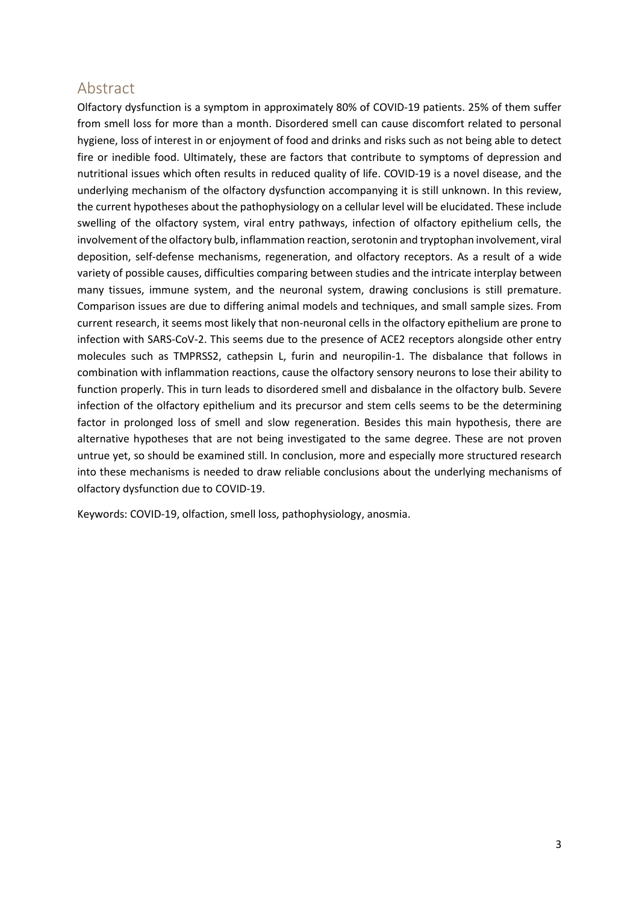## Abstract

Olfactory dysfunction is a symptom in approximately 80% of COVID-19 patients. 25% of them suffer from smell loss for more than a month. Disordered smell can cause discomfort related to personal hygiene, loss of interest in or enjoyment of food and drinks and risks such as not being able to detect fire or inedible food. Ultimately, these are factors that contribute to symptoms of depression and nutritional issues which often results in reduced quality of life. COVID-19 is a novel disease, and the underlying mechanism of the olfactory dysfunction accompanying it is still unknown. In this review, the current hypotheses about the pathophysiology on a cellular level will be elucidated. These include swelling of the olfactory system, viral entry pathways, infection of olfactory epithelium cells, the involvement of the olfactory bulb, inflammation reaction, serotonin and tryptophan involvement, viral deposition, self-defense mechanisms, regeneration, and olfactory receptors. As a result of a wide variety of possible causes, difficulties comparing between studies and the intricate interplay between many tissues, immune system, and the neuronal system, drawing conclusions is still premature. Comparison issues are due to differing animal models and techniques, and small sample sizes. From current research, it seems most likely that non-neuronal cells in the olfactory epithelium are prone to infection with SARS-CoV-2. This seems due to the presence of ACE2 receptors alongside other entry molecules such as TMPRSS2, cathepsin L, furin and neuropilin-1. The disbalance that follows in combination with inflammation reactions, cause the olfactory sensory neurons to lose their ability to function properly. This in turn leads to disordered smell and disbalance in the olfactory bulb. Severe infection of the olfactory epithelium and its precursor and stem cells seems to be the determining factor in prolonged loss of smell and slow regeneration. Besides this main hypothesis, there are alternative hypotheses that are not being investigated to the same degree. These are not proven untrue yet, so should be examined still. In conclusion, more and especially more structured research into these mechanisms is needed to draw reliable conclusions about the underlying mechanisms of olfactory dysfunction due to COVID-19.

Keywords: COVID-19, olfaction, smell loss, pathophysiology, anosmia.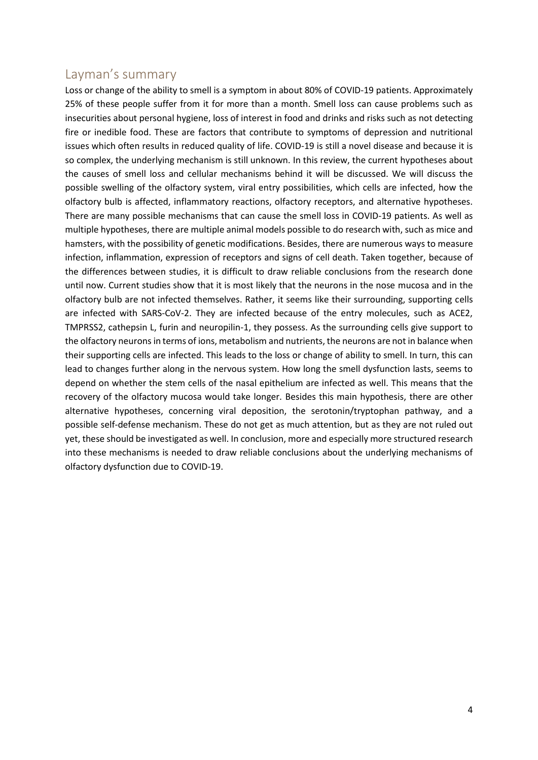## Layman's summary

Loss or change of the ability to smell is a symptom in about 80% of COVID-19 patients. Approximately 25% of these people suffer from it for more than a month. Smell loss can cause problems such as insecurities about personal hygiene, loss of interest in food and drinks and risks such as not detecting fire or inedible food. These are factors that contribute to symptoms of depression and nutritional issues which often results in reduced quality of life. COVID-19 is still a novel disease and because it is so complex, the underlying mechanism is still unknown. In this review, the current hypotheses about the causes of smell loss and cellular mechanisms behind it will be discussed. We will discuss the possible swelling of the olfactory system, viral entry possibilities, which cells are infected, how the olfactory bulb is affected, inflammatory reactions, olfactory receptors, and alternative hypotheses. There are many possible mechanisms that can cause the smell loss in COVID-19 patients. As well as multiple hypotheses, there are multiple animal models possible to do research with, such as mice and hamsters, with the possibility of genetic modifications. Besides, there are numerous ways to measure infection, inflammation, expression of receptors and signs of cell death. Taken together, because of the differences between studies, it is difficult to draw reliable conclusions from the research done until now. Current studies show that it is most likely that the neurons in the nose mucosa and in the olfactory bulb are not infected themselves. Rather, it seems like their surrounding, supporting cells are infected with SARS-CoV-2. They are infected because of the entry molecules, such as ACE2, TMPRSS2, cathepsin L, furin and neuropilin-1, they possess. As the surrounding cells give support to the olfactory neurons in terms of ions, metabolism and nutrients, the neurons are not in balance when their supporting cells are infected. This leads to the loss or change of ability to smell. In turn, this can lead to changes further along in the nervous system. How long the smell dysfunction lasts, seems to depend on whether the stem cells of the nasal epithelium are infected as well. This means that the recovery of the olfactory mucosa would take longer. Besides this main hypothesis, there are other alternative hypotheses, concerning viral deposition, the serotonin/tryptophan pathway, and a possible self-defense mechanism. These do not get as much attention, but as they are not ruled out yet, these should be investigated as well. In conclusion, more and especially more structured research into these mechanisms is needed to draw reliable conclusions about the underlying mechanisms of olfactory dysfunction due to COVID-19.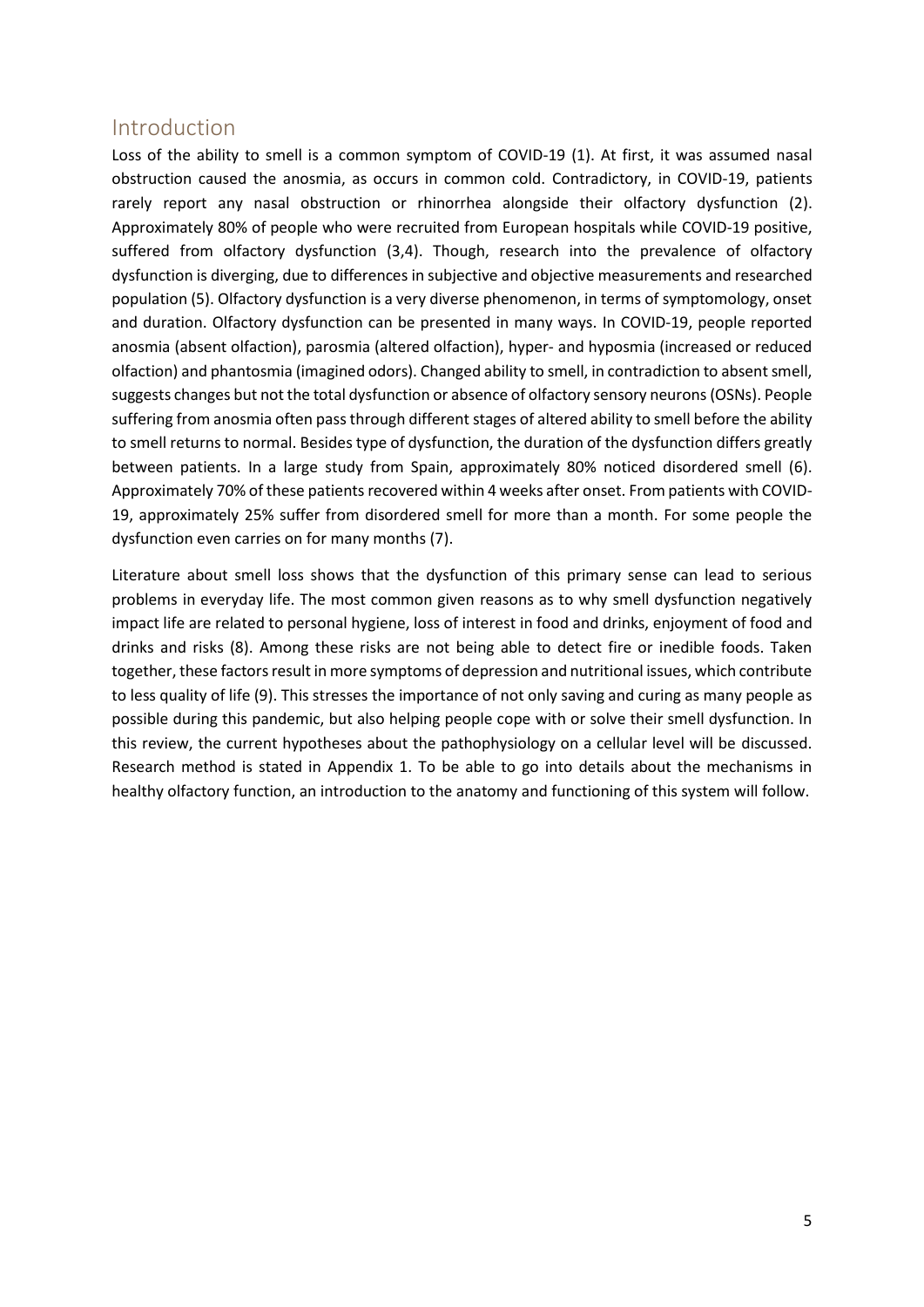## Introduction

Loss of the ability to smell is a common symptom of COVID-19 (1). At first, it was assumed nasal obstruction caused the anosmia, as occurs in common cold. Contradictory, in COVID-19, patients rarely report any nasal obstruction or rhinorrhea alongside their olfactory dysfunction (2). Approximately 80% of people who were recruited from European hospitals while COVID-19 positive, suffered from olfactory dysfunction (3,4). Though, research into the prevalence of olfactory dysfunction is diverging, due to differences in subjective and objective measurements and researched population (5). Olfactory dysfunction is a very diverse phenomenon, in terms of symptomology, onset and duration. Olfactory dysfunction can be presented in many ways. In COVID-19, people reported anosmia (absent olfaction), parosmia (altered olfaction), hyper- and hyposmia (increased or reduced olfaction) and phantosmia (imagined odors). Changed ability to smell, in contradiction to absent smell, suggests changes but not the total dysfunction or absence of olfactory sensory neurons (OSNs). People suffering from anosmia often pass through different stages of altered ability to smell before the ability to smell returns to normal. Besides type of dysfunction, the duration of the dysfunction differs greatly between patients. In a large study from Spain, approximately 80% noticed disordered smell (6). Approximately 70% of these patients recovered within 4 weeks after onset. From patients with COVID-19, approximately 25% suffer from disordered smell for more than a month. For some people the dysfunction even carries on for many months (7).

Literature about smell loss shows that the dysfunction of this primary sense can lead to serious problems in everyday life. The most common given reasons as to why smell dysfunction negatively impact life are related to personal hygiene, loss of interest in food and drinks, enjoyment of food and drinks and risks (8). Among these risks are not being able to detect fire or inedible foods. Taken together, these factors result in more symptoms of depression and nutritional issues, which contribute to less quality of life (9). This stresses the importance of not only saving and curing as many people as possible during this pandemic, but also helping people cope with or solve their smell dysfunction. In this review, the current hypotheses about the pathophysiology on a cellular level will be discussed. Research method is stated in Appendix 1. To be able to go into details about the mechanisms in healthy olfactory function, an introduction to the anatomy and functioning of this system will follow.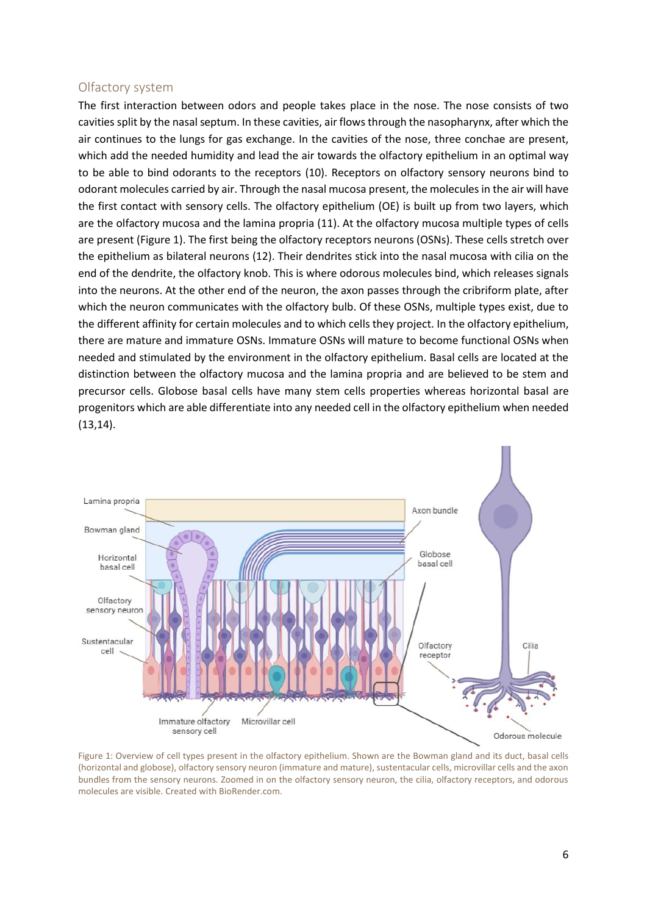## Olfactory system

The first interaction between odors and people takes place in the nose. The nose consists of two cavities split by the nasal septum. In these cavities, air flows through the nasopharynx, after which the air continues to the lungs for gas exchange. In the cavities of the nose, three conchae are present, which add the needed humidity and lead the air towards the olfactory epithelium in an optimal way to be able to bind odorants to the receptors (10). Receptors on olfactory sensory neurons bind to odorant molecules carried by air. Through the nasal mucosa present, the molecules in the air will have the first contact with sensory cells. The olfactory epithelium (OE) is built up from two layers, which are the olfactory mucosa and the lamina propria (11). At the olfactory mucosa multiple types of cells are present (Figure 1). The first being the olfactory receptors neurons (OSNs). These cells stretch over the epithelium as bilateral neurons (12). Their dendrites stick into the nasal mucosa with cilia on the end of the dendrite, the olfactory knob. This is where odorous molecules bind, which releases signals into the neurons. At the other end of the neuron, the axon passes through the cribriform plate, after which the neuron communicates with the olfactory bulb. Of these OSNs, multiple types exist, due to the different affinity for certain molecules and to which cells they project. In the olfactory epithelium, there are mature and immature OSNs. Immature OSNs will mature to become functional OSNs when needed and stimulated by the environment in the olfactory epithelium. Basal cells are located at the distinction between the olfactory mucosa and the lamina propria and are believed to be stem and precursor cells. Globose basal cells have many stem cells properties whereas horizontal basal are progenitors which are able differentiate into any needed cell in the olfactory epithelium when needed (13,14).

Figure 1: Overview of cell types present in the olfactory epithelium. Shown are the Bowman gland and its duct, basal cells (horizontal and globose), olfactory sensory neuron (immature and mature), sustentacular cells, microvillar cells and the axon bundles from the sensory neurons. Zoomed in on the olfactory sensory neuron, the cilia, olfactory receptors, and odorous molecules are visible. Created with BioRender.com.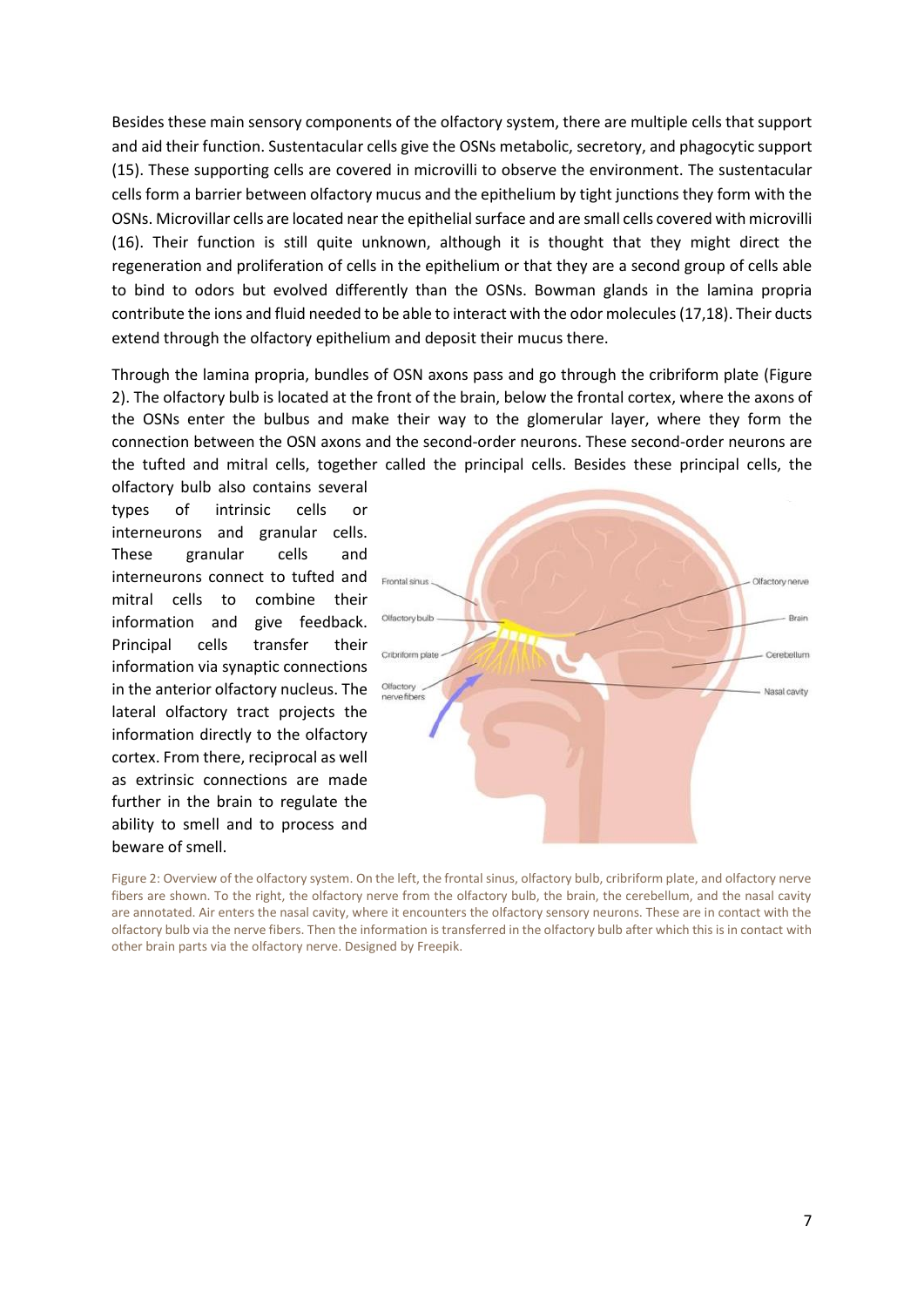Besides these main sensory components of the olfactory system, there are multiple cells that support and aid their function. Sustentacular cells give the OSNs metabolic, secretory, and phagocytic support (15). These supporting cells are covered in microvilli to observe the environment. The sustentacular cells form a barrier between olfactory mucus and the epithelium by tight junctions they form with the OSNs. Microvillar cells are located near the epithelial surface and are small cells covered with microvilli (16). Their function is still quite unknown, although it is thought that they might direct the regeneration and proliferation of cells in the epithelium or that they are a second group of cells able to bind to odors but evolved differently than the OSNs. Bowman glands in the lamina propria contribute the ions and fluid needed to be able to interact with the odor molecules (17,18). Their ducts extend through the olfactory epithelium and deposit their mucus there.

Through the lamina propria, bundles of OSN axons pass and go through the cribriform plate (Figure 2). The olfactory bulb is located at the front of the brain, below the frontal cortex, where the axons of the OSNs enter the bulbus and make their way to the glomerular layer, where they form the connection between the OSN axons and the second-order neurons. These second-order neurons are the tufted and mitral cells, together called the principal cells. Besides these principal cells, the olfactory bulb also contains several types of intrinsic cells or interneurons and granular cells. These granular cells and interneurons connect to tufted and mitral cells to combine their information and give feedback. Principal cells transfer their information via synaptic connections in the anterior olfactory nucleus. The lateral olfactory tract projects the information directly to the olfactory cortex. From there, reciprocal as well as extrinsic connections are made further in the brain to regulate the ability to smell and to process and beware of smell.

Figure 2: Overview of the olfactory system. On the left, the frontal sinus, olfactory bulb, cribriform plate, and olfactory nerve fibers are shown. To the right, the olfactory nerve from the olfactory bulb, the brain, the cerebellum, and the nasal cavity are annotated. Air enters the nasal cavity, where it encounters the olfactory sensory neurons. These are in contact with the olfactory bulb via the nerve fibers. Then the information is transferred in the olfactory bulb after which this is in contact with other brain parts via the olfactory nerve. Designed by Freepik.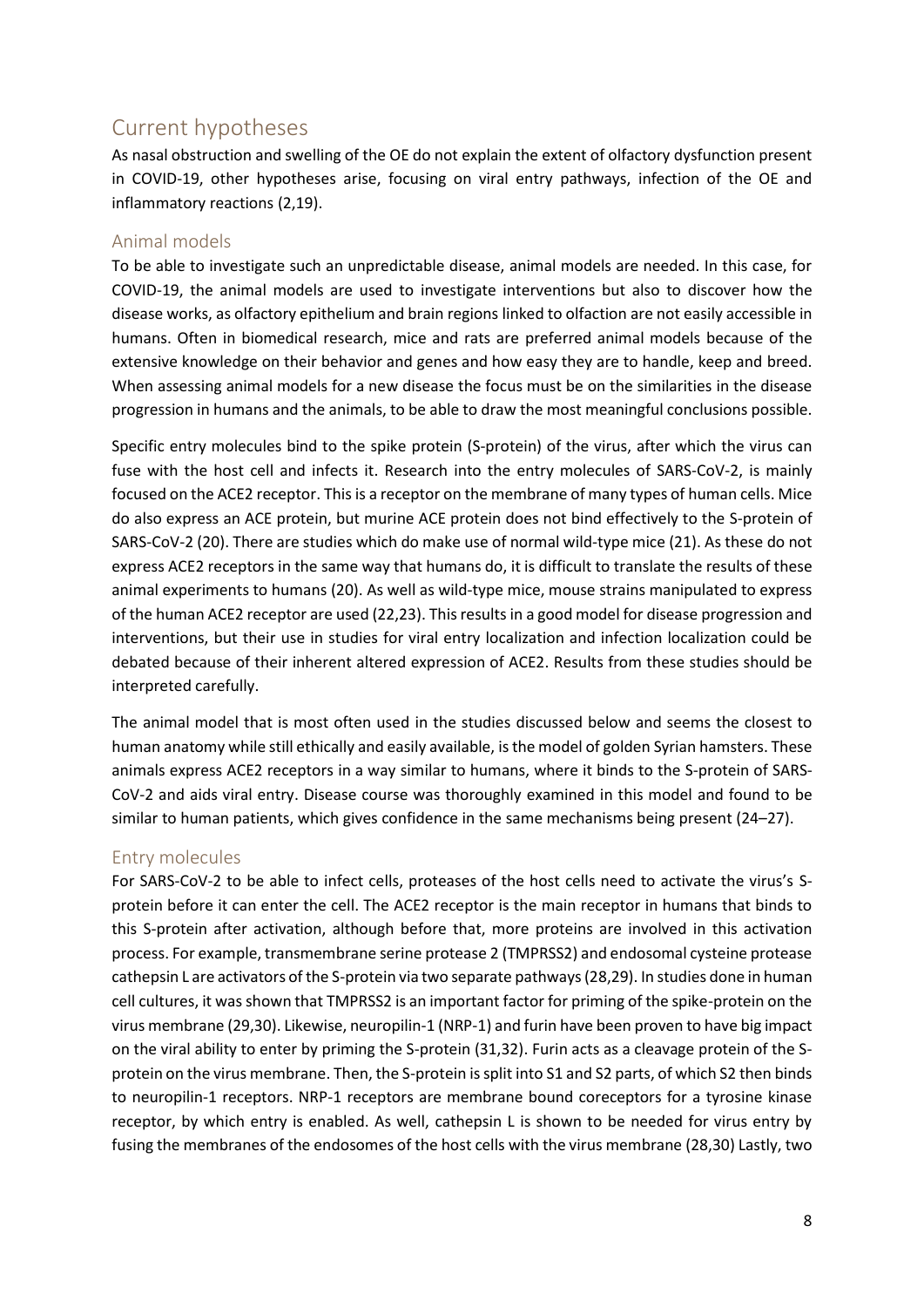## Current hypotheses

As nasal obstruction and swelling of the OE do not explain the extent of olfactory dysfunction present in COVID-19, other hypotheses arise, focusing on viral entry pathways, infection of the OE and inflammatory reactions (2,19).

### Animal models

To be able to investigate such an unpredictable disease, animal models are needed. In this case, for COVID-19, the animal models are used to investigate interventions but also to discover how the disease works, as olfactory epithelium and brain regions linked to olfaction are not easily accessible in humans. Often in biomedical research, mice and rats are preferred animal models because of the extensive knowledge on their behavior and genes and how easy they are to handle, keep and breed. When assessing animal models for a new disease the focus must be on the similarities in the disease progression in humans and the animals, to be able to draw the most meaningful conclusions possible.

Specific entry molecules bind to the spike protein (S-protein) of the virus, after which the virus can fuse with the host cell and infects it. Research into the entry molecules of SARS-CoV-2, is mainly focused on the ACE2 receptor. This is a receptor on the membrane of many types of human cells. Mice do also express an ACE protein, but murine ACE protein does not bind effectively to the S-protein of SARS-CoV-2 (20). There are studies which do make use of normal wild-type mice (21). As these do not express ACE2 receptors in the same way that humans do, it is difficult to translate the results of these animal experiments to humans (20). As well as wild-type mice, mouse strains manipulated to express of the human ACE2 receptor are used (22,23). This results in a good model for disease progression and interventions, but their use in studies for viral entry localization and infection localization could be debated because of their inherent altered expression of ACE2. Results from these studies should be interpreted carefully.

The animal model that is most often used in the studies discussed below and seems the closest to human anatomy while still ethically and easily available, is the model of golden Syrian hamsters. These animals express ACE2 receptors in a way similar to humans, where it binds to the S-protein of SARS-CoV-2 and aids viral entry. Disease course was thoroughly examined in this model and found to be similar to human patients, which gives confidence in the same mechanisms being present (24–27).

### Entry molecules

For SARS-CoV-2 to be able to infect cells, proteases of the host cells need to activate the virus's S-protein before it can enter the cell. The ACE2 receptor is the main receptor in humans that binds to this S-protein after activation, although before that, more proteins are involved in this activation process. For example, transmembrane serine protease 2 (TMPRSS2) and endosomal cysteine protease cathepsin L are activators of the S-protein via two separate pathways (28,29). In studies done in human cell cultures, it was shown that TMPRSS2 is an important factor for priming of the spike-protein on the virus membrane (29,30). Likewise, neuropilin-1 (NRP-1) and furin have been proven to have big impact on the viral ability to enter by priming the S-protein (31,32). Furin acts as a cleavage protein of the S-protein on the virus membrane. Then, the S-protein is split into S1 and S2 parts, of which S2 then binds to neuropilin-1 receptors. NRP-1 receptors are membrane bound coreceptors for a tyrosine kinase receptor, by which entry is enabled. As well, cathepsin L is shown to be needed for virus entry by fusing the membranes of the endosomes of the host cells with the virus membrane (28,30) Lastly, two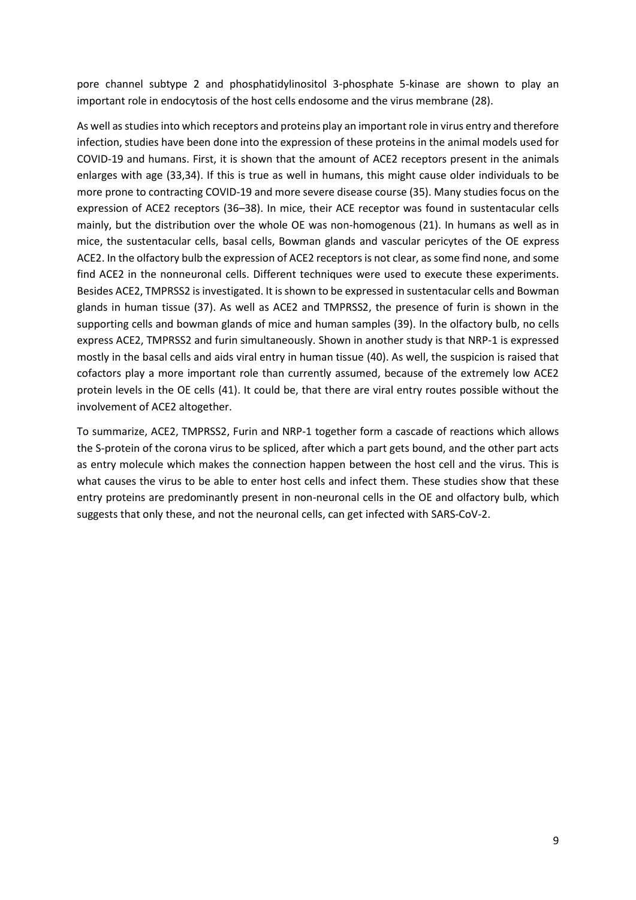pore channel subtype 2 and phosphatidylinositol 3-phosphate 5-kinase are shown to play an important role in endocytosis of the host cells endosome and the virus membrane (28).

As well as studies into which receptors and proteins play an important role in virus entry and therefore infection, studies have been done into the expression of these proteins in the animal models used for COVID-19 and humans. First, it is shown that the amount of ACE2 receptors present in the animals enlarges with age (33,34). If this is true as well in humans, this might cause older individuals to be more prone to contracting COVID-19 and more severe disease course (35). Many studies focus on the expression of ACE2 receptors (36–38). In mice, their ACE receptor was found in sustentacular cells mainly, but the distribution over the whole OE was non-homogenous (21). In humans as well as in mice, the sustentacular cells, basal cells, Bowman glands and vascular pericytes of the OE express ACE2. In the olfactory bulb the expression of ACE2 receptors is not clear, as some find none, and some find ACE2 in the nonneuronal cells. Different techniques were used to execute these experiments. Besides ACE2, TMPRSS2 is investigated. It is shown to be expressed in sustentacular cells and Bowman glands in human tissue (37). As well as ACE2 and TMPRSS2, the presence of furin is shown in the supporting cells and bowman glands of mice and human samples (39). In the olfactory bulb, no cells express ACE2, TMPRSS2 and furin simultaneously. Shown in another study is that NRP-1 is expressed mostly in the basal cells and aids viral entry in human tissue (40). As well, the suspicion is raised that cofactors play a more important role than currently assumed, because of the extremely low ACE2 protein levels in the OE cells (41). It could be, that there are viral entry routes possible without the involvement of ACE2 altogether.

To summarize, ACE2, TMPRSS2, Furin and NRP-1 together form a cascade of reactions which allows the S-protein of the corona virus to be spliced, after which a part gets bound, and the other part acts as entry molecule which makes the connection happen between the host cell and the virus. This is what causes the virus to be able to enter host cells and infect them. These studies show that these entry proteins are predominantly present in non-neuronal cells in the OE and olfactory bulb, which suggests that only these, and not the neuronal cells, can get infected with SARS-CoV-2.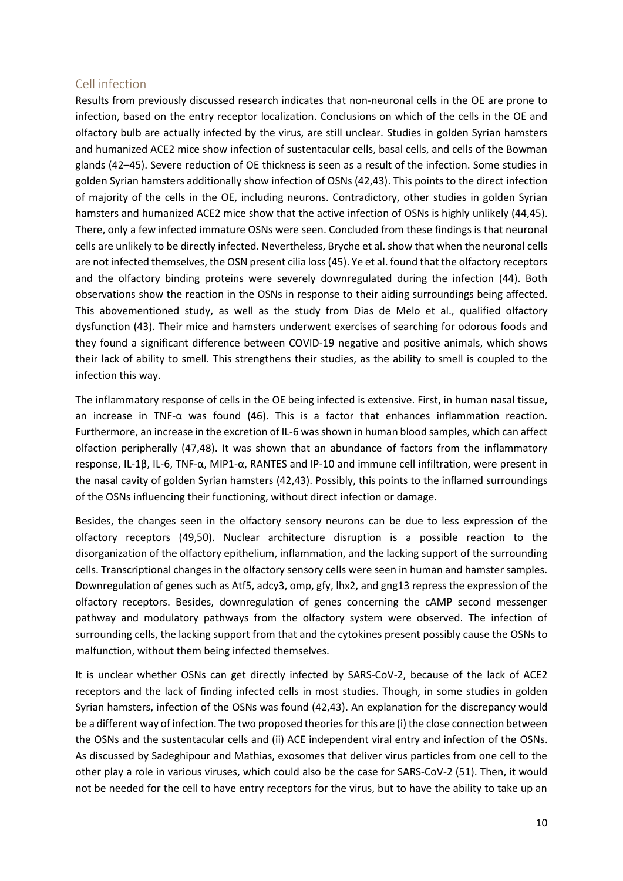## Cell infection

Results from previously discussed research indicates that non-neuronal cells in the OE are prone to infection, based on the entry receptor localization. Conclusions on which of the cells in the OE and olfactory bulb are actually infected by the virus, are still unclear. Studies in golden Syrian hamsters and humanized ACE2 mice show infection of sustentacular cells, basal cells, and cells of the Bowman glands (42–45). Severe reduction of OE thickness is seen as a result of the infection. Some studies in golden Syrian hamsters additionally show infection of OSNs (42,43). This points to the direct infection of majority of the cells in the OE, including neurons. Contradictory, other studies in golden Syrian hamsters and humanized ACE2 mice show that the active infection of OSNs is highly unlikely (44,45). There, only a few infected immature OSNs were seen. Concluded from these findings is that neuronal cells are unlikely to be directly infected. Nevertheless, Bryche et al. show that when the neuronal cells are not infected themselves, the OSN present cilia loss (45). Ye et al. found that the olfactory receptors and the olfactory binding proteins were severely downregulated during the infection (44). Both observations show the reaction in the OSNs in response to their aiding surroundings being affected. This abovementioned study, as well as the study from Dias de Melo et al., qualified olfactory dysfunction (43). Their mice and hamsters underwent exercises of searching for odorous foods and they found a significant difference between COVID-19 negative and positive animals, which shows their lack of ability to smell. This strengthens their studies, as the ability to smell is coupled to the infection this way.

The inflammatory response of cells in the OE being infected is extensive. First, in human nasal tissue, an increase in TNF-α was found (46). This is a factor that enhances inflammation reaction. Furthermore, an increase in the excretion of IL-6 was shown in human blood samples, which can affect olfaction peripherally (47,48). It was shown that an abundance of factors from the inflammatory response, IL-1β, IL-6, TNF-α, MIP1-α, RANTES and IP-10 and immune cell infiltration, were present in the nasal cavity of golden Syrian hamsters (42,43). Possibly, this points to the inflamed surroundings of the OSNs influencing their functioning, without direct infection or damage.

Besides, the changes seen in the olfactory sensory neurons can be due to less expression of the olfactory receptors (49,50). Nuclear architecture disruption is a possible reaction to the disorganization of the olfactory epithelium, inflammation, and the lacking support of the surrounding cells. Transcriptional changes in the olfactory sensory cells were seen in human and hamster samples. Downregulation of genes such as Atf5, adcy3, omp, gfy, lhx2, and gng13 repress the expression of the olfactory receptors. Besides, downregulation of genes concerning the cAMP second messenger pathway and modulatory pathways from the olfactory system were observed. The infection of surrounding cells, the lacking support from that and the cytokines present possibly cause the OSNs to malfunction, without them being infected themselves.

It is unclear whether OSNs can get directly infected by SARS-CoV-2, because of the lack of ACE2 receptors and the lack of finding infected cells in most studies. Though, in some studies in golden Syrian hamsters, infection of the OSNs was found (42,43). An explanation for the discrepancy would be a different way of infection. The two proposed theories for this are (i) the close connection between the OSNs and the sustentacular cells and (ii) ACE independent viral entry and infection of the OSNs. As discussed by Sadeghipour and Mathias, exosomes that deliver virus particles from one cell to the other play a role in various viruses, which could also be the case for SARS-CoV-2 (51). Then, it would not be needed for the cell to have entry receptors for the virus, but to have the ability to take up an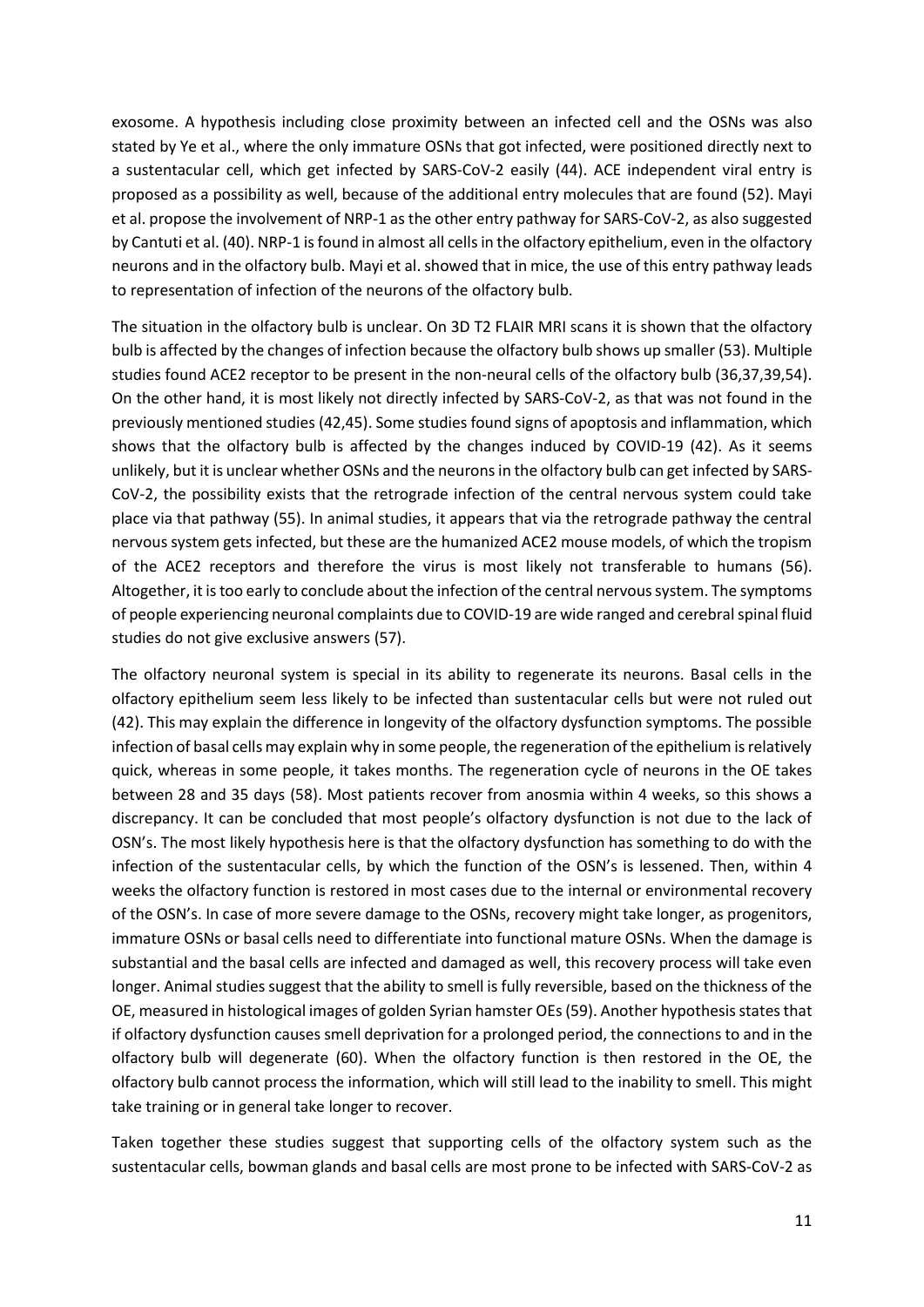exosome. A hypothesis including close proximity between an infected cell and the OSNs was also stated by Ye et al., where the only immature OSNs that got infected, were positioned directly next to a sustentacular cell, which get infected by SARS-CoV-2 easily (44). ACE independent viral entry is proposed as a possibility as well, because of the additional entry molecules that are found (52). Mayi et al. propose the involvement of NRP-1 as the other entry pathway for SARS-CoV-2, as also suggested by Cantuti et al. (40). NRP-1 is found in almost all cells in the olfactory epithelium, even in the olfactory neurons and in the olfactory bulb. Mayi et al. showed that in mice, the use of this entry pathway leads to representation of infection of the neurons of the olfactory bulb.

The situation in the olfactory bulb is unclear. On 3D T2 FLAIR MRI scans it is shown that the olfactory bulb is affected by the changes of infection because the olfactory bulb shows up smaller (53). Multiple studies found ACE2 receptor to be present in the non-neural cells of the olfactory bulb (36,37,39,54). On the other hand, it is most likely not directly infected by SARS-CoV-2, as that was not found in the previously mentioned studies (42,45). Some studies found signs of apoptosis and inflammation, which shows that the olfactory bulb is affected by the changes induced by COVID-19 (42). As it seems unlikely, but it is unclear whether OSNs and the neurons in the olfactory bulb can get infected by SARS-CoV-2, the possibility exists that the retrograde infection of the central nervous system could take place via that pathway (55). In animal studies, it appears that via the retrograde pathway the central nervous system gets infected, but these are the humanized ACE2 mouse models, of which the tropism of the ACE2 receptors and therefore the virus is most likely not transferable to humans (56). Altogether, it is too early to conclude about the infection of the central nervous system. The symptoms of people experiencing neuronal complaints due to COVID-19 are wide ranged and cerebral spinal fluid studies do not give exclusive answers (57).

The olfactory neuronal system is special in its ability to regenerate its neurons. Basal cells in the olfactory epithelium seem less likely to be infected than sustentacular cells but were not ruled out (42). This may explain the difference in longevity of the olfactory dysfunction symptoms. The possible infection of basal cells may explain why in some people, the regeneration of the epithelium is relatively quick, whereas in some people, it takes months. The regeneration cycle of neurons in the OE takes between 28 and 35 days (58). Most patients recover from anosmia within 4 weeks, so this shows a discrepancy. It can be concluded that most people's olfactory dysfunction is not due to the lack of OSN's. The most likely hypothesis here is that the olfactory dysfunction has something to do with the infection of the sustentacular cells, by which the function of the OSN's is lessened. Then, within 4 weeks the olfactory function is restored in most cases due to the internal or environmental recovery of the OSN's. In case of more severe damage to the OSNs, recovery might take longer, as progenitors, immature OSNs or basal cells need to differentiate into functional mature OSNs. When the damage is substantial and the basal cells are infected and damaged as well, this recovery process will take even longer. Animal studies suggest that the ability to smell is fully reversible, based on the thickness of the OE, measured in histological images of golden Syrian hamster OEs (59). Another hypothesis states that if olfactory dysfunction causes smell deprivation for a prolonged period, the connections to and in the olfactory bulb will degenerate (60). When the olfactory function is then restored in the OE, the olfactory bulb cannot process the information, which will still lead to the inability to smell. This might take training or in general take longer to recover.

Taken together these studies suggest that supporting cells of the olfactory system such as the sustentacular cells, bowman glands and basal cells are most prone to be infected with SARS-CoV-2 as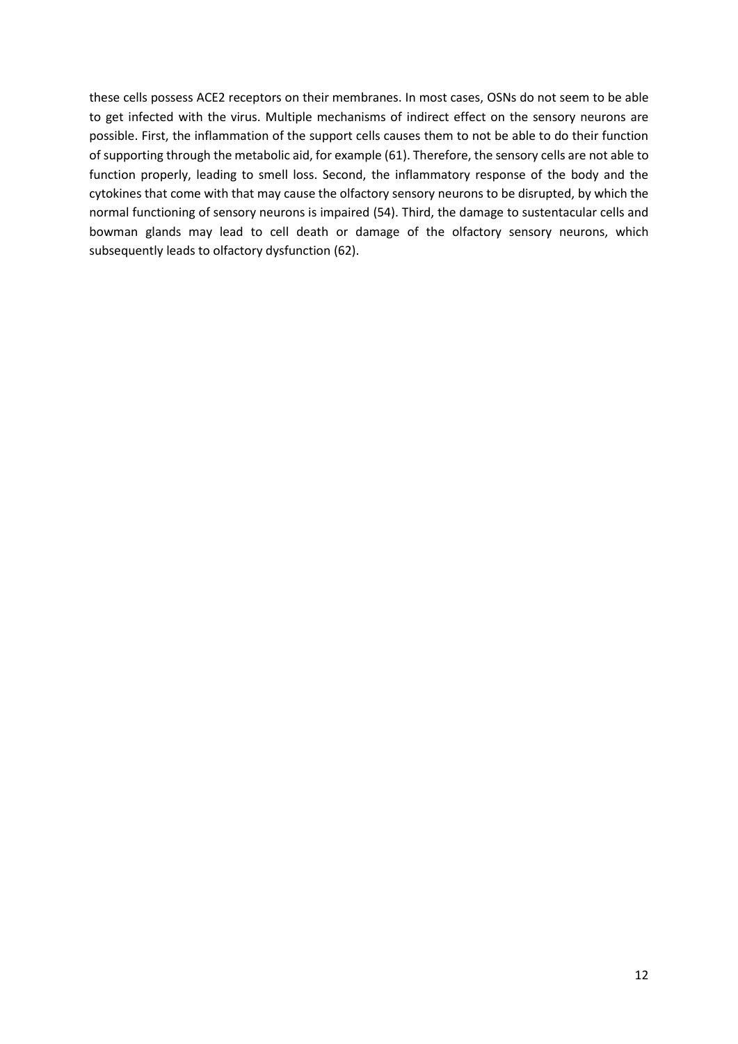these cells possess ACE2 receptors on their membranes. In most cases, OSNs do not seem to be able to get infected with the virus. Multiple mechanisms of indirect effect on the sensory neurons are possible. First, the inflammation of the support cells causes them to not be able to do their function of supporting through the metabolic aid, for example (61). Therefore, the sensory cells are not able to function properly, leading to smell loss. Second, the inflammatory response of the body and the cytokines that come with that may cause the olfactory sensory neurons to be disrupted, by which the normal functioning of sensory neurons is impaired (54). Third, the damage to sustentacular cells and bowman glands may lead to cell death or damage of the olfactory sensory neurons, which subsequently leads to olfactory dysfunction (62).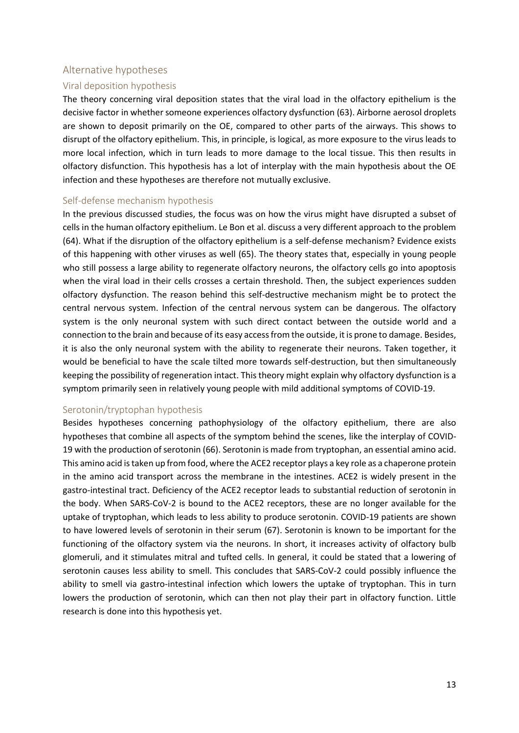## Alternative hypotheses

### Viral deposition hypothesis

The theory concerning viral deposition states that the viral load in the olfactory epithelium is the decisive factor in whether someone experiences olfactory dysfunction (63). Airborne aerosol droplets are shown to deposit primarily on the OE, compared to other parts of the airways. This shows to disrupt of the olfactory epithelium. This, in principle, is logical, as more exposure to the virus leads to more local infection, which in turn leads to more damage to the local tissue. This then results in olfactory disfunction. This hypothesis has a lot of interplay with the main hypothesis about the OE infection and these hypotheses are therefore not mutually exclusive.

### Self-defense mechanism hypothesis

In the previous discussed studies, the focus was on how the virus might have disrupted a subset of cells in the human olfactory epithelium. Le Bon et al. discuss a very different approach to the problem (64). What if the disruption of the olfactory epithelium is a self-defense mechanism? Evidence exists of this happening with other viruses as well (65). The theory states that, especially in young people who still possess a large ability to regenerate olfactory neurons, the olfactory cells go into apoptosis when the viral load in their cells crosses a certain threshold. Then, the subject experiences sudden olfactory dysfunction. The reason behind this self-destructive mechanism might be to protect the central nervous system. Infection of the central nervous system can be dangerous. The olfactory system is the only neuronal system with such direct contact between the outside world and a connection to the brain and because of its easy access from the outside, it is prone to damage. Besides, it is also the only neuronal system with the ability to regenerate their neurons. Taken together, it would be beneficial to have the scale tilted more towards self-destruction, but then simultaneously keeping the possibility of regeneration intact. This theory might explain why olfactory dysfunction is a symptom primarily seen in relatively young people with mild additional symptoms of COVID-19.

### Serotonin/tryptophan hypothesis

Besides hypotheses concerning pathophysiology of the olfactory epithelium, there are also hypotheses that combine all aspects of the symptom behind the scenes, like the interplay of COVID-19 with the production of serotonin (66). Serotonin is made from tryptophan, an essential amino acid. This amino acid is taken up from food, where the ACE2 receptor plays a key role as a chaperone protein in the amino acid transport across the membrane in the intestines. ACE2 is widely present in the gastro-intestinal tract. Deficiency of the ACE2 receptor leads to substantial reduction of serotonin in the body. When SARS-CoV-2 is bound to the ACE2 receptors, these are no longer available for the uptake of tryptophan, which leads to less ability to produce serotonin. COVID-19 patients are shown to have lowered levels of serotonin in their serum (67). Serotonin is known to be important for the functioning of the olfactory system via the neurons. In short, it increases activity of olfactory bulb glomeruli, and it stimulates mitral and tufted cells. In general, it could be stated that a lowering of serotonin causes less ability to smell. This concludes that SARS-CoV-2 could possibly influence the ability to smell via gastro-intestinal infection which lowers the uptake of tryptophan. This in turn lowers the production of serotonin, which can then not play their part in olfactory function. Little research is done into this hypothesis yet.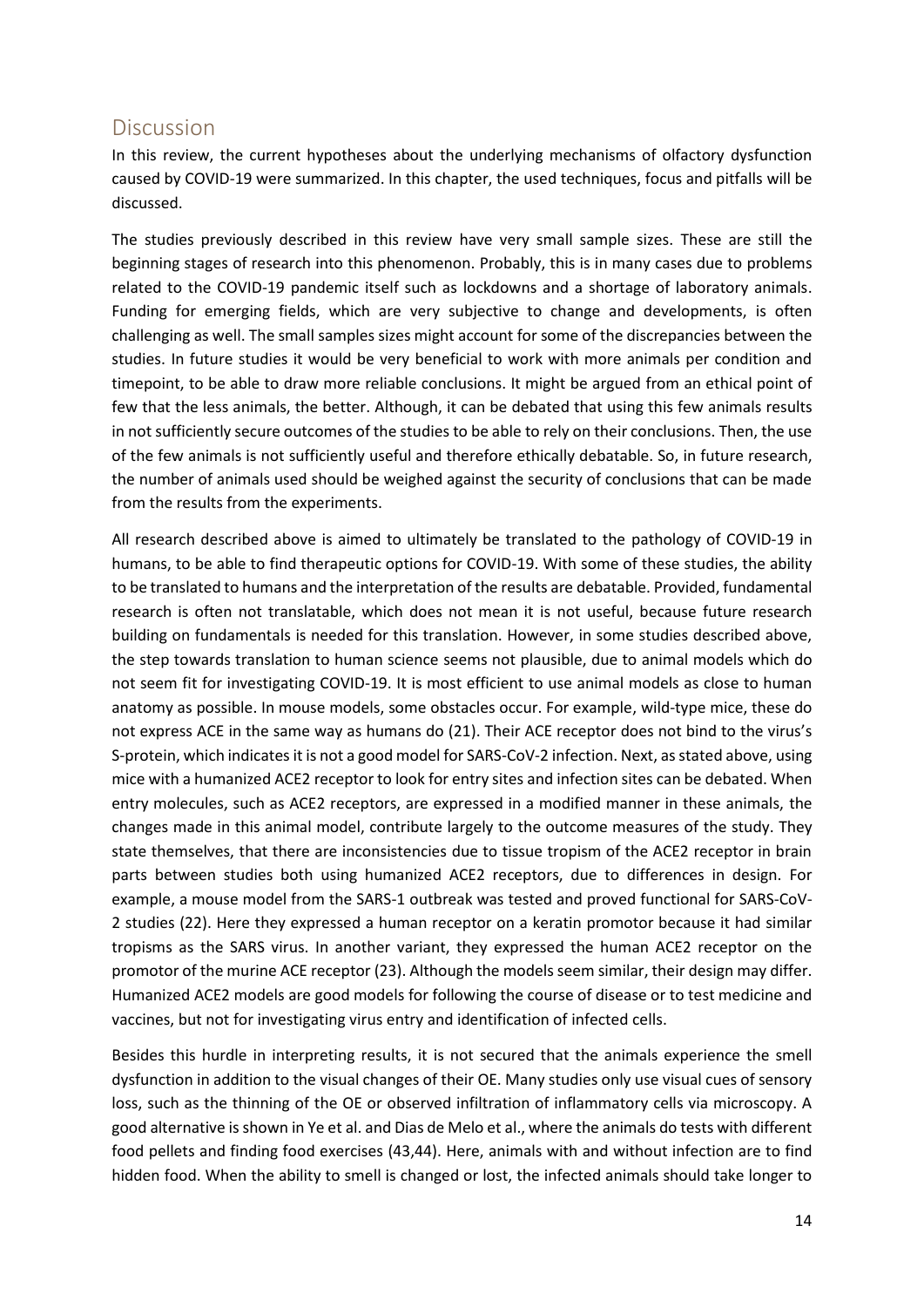## Discussion

In this review, the current hypotheses about the underlying mechanisms of olfactory dysfunction caused by COVID-19 were summarized. In this chapter, the used techniques, focus and pitfalls will be discussed.

The studies previously described in this review have very small sample sizes. These are still the beginning stages of research into this phenomenon. Probably, this is in many cases due to problems related to the COVID-19 pandemic itself such as lockdowns and a shortage of laboratory animals. Funding for emerging fields, which are very subjective to change and developments, is often challenging as well. The small samples sizes might account for some of the discrepancies between the studies. In future studies it would be very beneficial to work with more animals per condition and timepoint, to be able to draw more reliable conclusions. It might be argued from an ethical point of few that the less animals, the better. Although, it can be debated that using this few animals results in not sufficiently secure outcomes of the studies to be able to rely on their conclusions. Then, the use of the few animals is not sufficiently useful and therefore ethically debatable. So, in future research, the number of animals used should be weighed against the security of conclusions that can be made from the results from the experiments.

All research described above is aimed to ultimately be translated to the pathology of COVID-19 in humans, to be able to find therapeutic options for COVID-19. With some of these studies, the ability to be translated to humans and the interpretation of the results are debatable. Provided, fundamental research is often not translatable, which does not mean it is not useful, because future research building on fundamentals is needed for this translation. However, in some studies described above, the step towards translation to human science seems not plausible, due to animal models which do not seem fit for investigating COVID-19. It is most efficient to use animal models as close to human anatomy as possible. In mouse models, some obstacles occur. For example, wild-type mice, these do not express ACE in the same way as humans do (21). Their ACE receptor does not bind to the virus's S-protein, which indicates it is not a good model for SARS-CoV-2 infection. Next, as stated above, using mice with a humanized ACE2 receptor to look for entry sites and infection sites can be debated. When entry molecules, such as ACE2 receptors, are expressed in a modified manner in these animals, the changes made in this animal model, contribute largely to the outcome measures of the study. They state themselves, that there are inconsistencies due to tissue tropism of the ACE2 receptor in brain parts between studies both using humanized ACE2 receptors, due to differences in design. For example, a mouse model from the SARS-1 outbreak was tested and proved functional for SARS-CoV-2 studies (22). Here they expressed a human receptor on a keratin promotor because it had similar tropisms as the SARS virus. In another variant, they expressed the human ACE2 receptor on the promotor of the murine ACE receptor (23). Although the models seem similar, their design may differ. Humanized ACE2 models are good models for following the course of disease or to test medicine and vaccines, but not for investigating virus entry and identification of infected cells.

Besides this hurdle in interpreting results, it is not secured that the animals experience the smell dysfunction in addition to the visual changes of their OE. Many studies only use visual cues of sensory loss, such as the thinning of the OE or observed infiltration of inflammatory cells via microscopy. A good alternative is shown in Ye et al. and Dias de Melo et al., where the animals do tests with different food pellets and finding food exercises (43,44). Here, animals with and without infection are to find hidden food. When the ability to smell is changed or lost, the infected animals should take longer to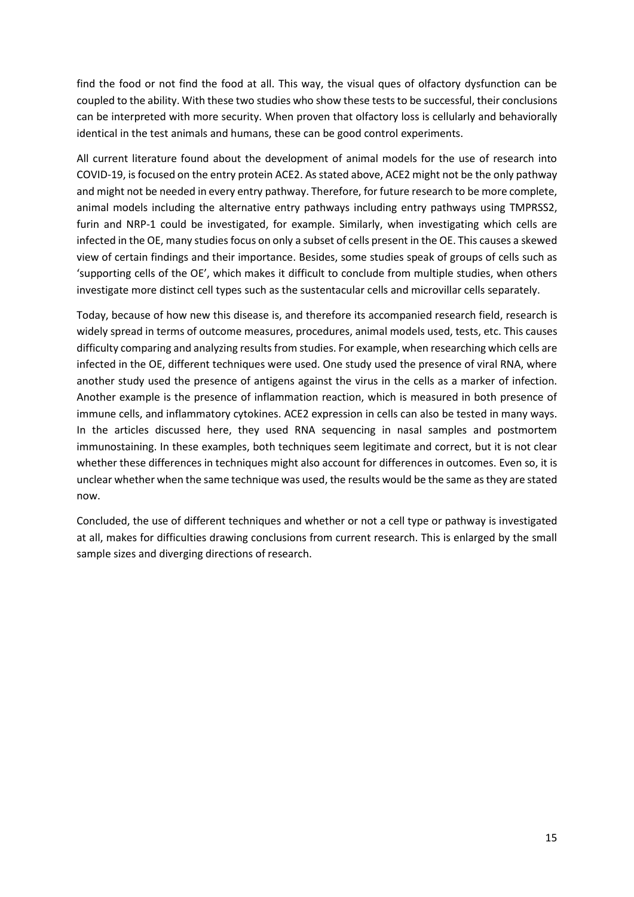find the food or not find the food at all. This way, the visual ques of olfactory dysfunction can be coupled to the ability. With these two studies who show these tests to be successful, their conclusions can be interpreted with more security. When proven that olfactory loss is cellularly and behaviorally identical in the test animals and humans, these can be good control experiments.

All current literature found about the development of animal models for the use of research into COVID-19, is focused on the entry protein ACE2. As stated above, ACE2 might not be the only pathway and might not be needed in every entry pathway. Therefore, for future research to be more complete, animal models including the alternative entry pathways including entry pathways using TMPRSS2, furin and NRP-1 could be investigated, for example. Similarly, when investigating which cells are infected in the OE, many studies focus on only a subset of cells present in the OE. This causes a skewed view of certain findings and their importance. Besides, some studies speak of groups of cells such as 'supporting cells of the OE', which makes it difficult to conclude from multiple studies, when others investigate more distinct cell types such as the sustentacular cells and microvillar cells separately.

Today, because of how new this disease is, and therefore its accompanied research field, research is widely spread in terms of outcome measures, procedures, animal models used, tests, etc. This causes difficulty comparing and analyzing results from studies. For example, when researching which cells are infected in the OE, different techniques were used. One study used the presence of viral RNA, where another study used the presence of antigens against the virus in the cells as a marker of infection. Another example is the presence of inflammation reaction, which is measured in both presence of immune cells, and inflammatory cytokines. ACE2 expression in cells can also be tested in many ways. In the articles discussed here, they used RNA sequencing in nasal samples and postmortem immunostaining. In these examples, both techniques seem legitimate and correct, but it is not clear whether these differences in techniques might also account for differences in outcomes. Even so, it is unclear whether when the same technique was used, the results would be the same as they are stated now.

Concluded, the use of different techniques and whether or not a cell type or pathway is investigated at all, makes for difficulties drawing conclusions from current research. This is enlarged by the small sample sizes and diverging directions of research.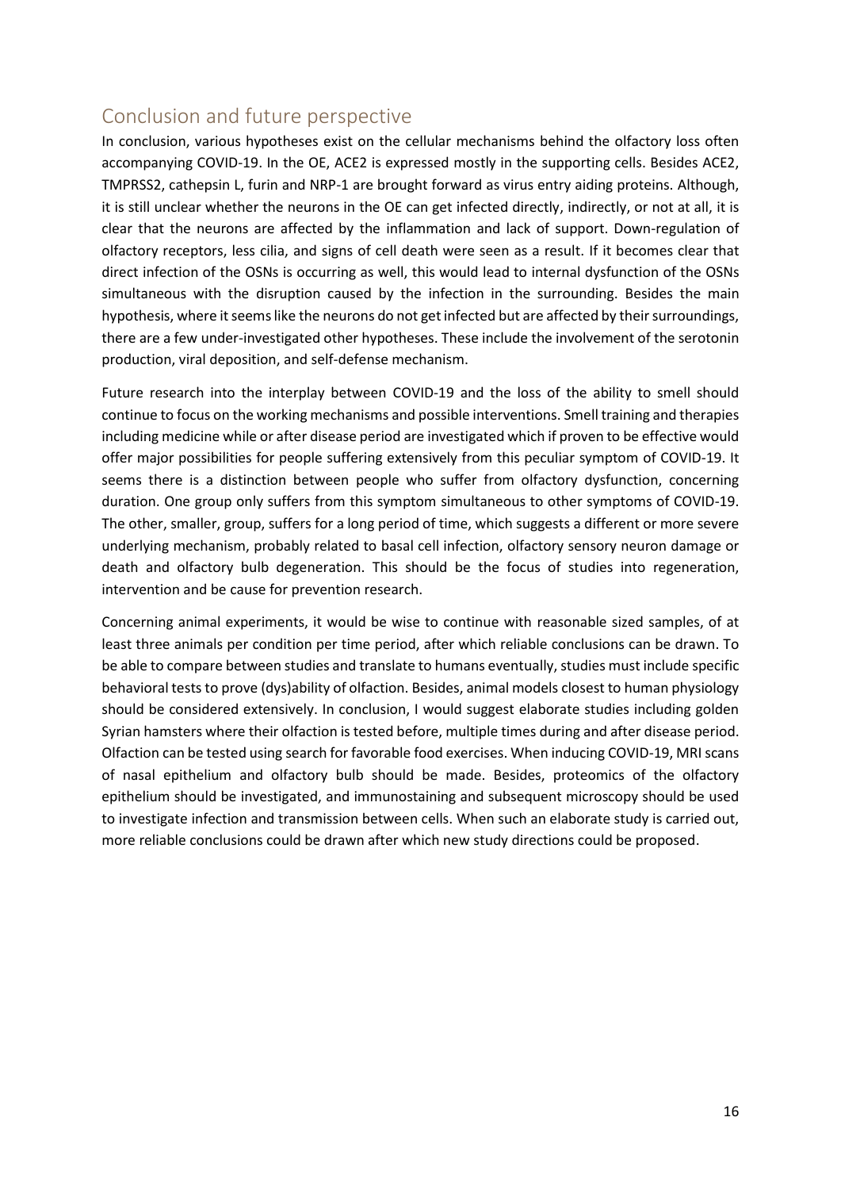## Conclusion and future perspective

In conclusion, various hypotheses exist on the cellular mechanisms behind the olfactory loss often accompanying COVID-19. In the OE, ACE2 is expressed mostly in the supporting cells. Besides ACE2, TMPRSS2, cathepsin L, furin and NRP-1 are brought forward as virus entry aiding proteins. Although, it is still unclear whether the neurons in the OE can get infected directly, indirectly, or not at all, it is clear that the neurons are affected by the inflammation and lack of support. Down-regulation of olfactory receptors, less cilia, and signs of cell death were seen as a result. If it becomes clear that direct infection of the OSNs is occurring as well, this would lead to internal dysfunction of the OSNs simultaneous with the disruption caused by the infection in the surrounding. Besides the main hypothesis, where it seems like the neurons do not get infected but are affected by their surroundings, there are a few under-investigated other hypotheses. These include the involvement of the serotonin production, viral deposition, and self-defense mechanism.

Future research into the interplay between COVID-19 and the loss of the ability to smell should continue to focus on the working mechanisms and possible interventions. Smell training and therapies including medicine while or after disease period are investigated which if proven to be effective would offer major possibilities for people suffering extensively from this peculiar symptom of COVID-19. It seems there is a distinction between people who suffer from olfactory dysfunction, concerning duration. One group only suffers from this symptom simultaneous to other symptoms of COVID-19. The other, smaller, group, suffers for a long period of time, which suggests a different or more severe underlying mechanism, probably related to basal cell infection, olfactory sensory neuron damage or death and olfactory bulb degeneration. This should be the focus of studies into regeneration, intervention and be cause for prevention research.

Concerning animal experiments, it would be wise to continue with reasonable sized samples, of at least three animals per condition per time period, after which reliable conclusions can be drawn. To be able to compare between studies and translate to humans eventually, studies must include specific behavioral tests to prove (dys)ability of olfaction. Besides, animal models closest to human physiology should be considered extensively. In conclusion, I would suggest elaborate studies including golden Syrian hamsters where their olfaction is tested before, multiple times during and after disease period. Olfaction can be tested using search for favorable food exercises. When inducing COVID-19, MRI scans of nasal epithelium and olfactory bulb should be made. Besides, proteomics of the olfactory epithelium should be investigated, and immunostaining and subsequent microscopy should be used to investigate infection and transmission between cells. When such an elaborate study is carried out, more reliable conclusions could be drawn after which new study directions could be proposed.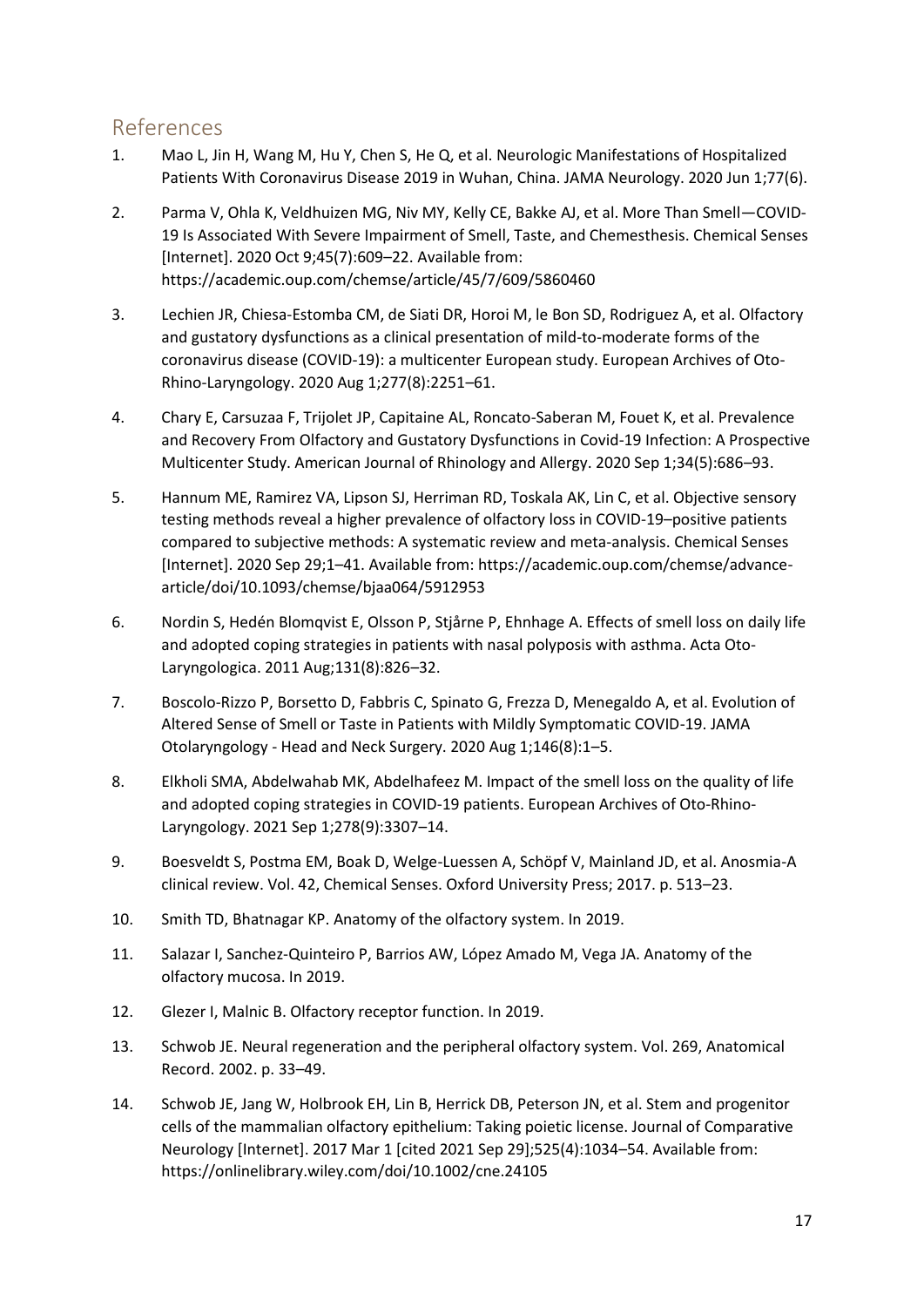## References

1. Mao L, Jin H, Wang M, Hu Y, Chen S, He Q, et al. Neurologic Manifestations of Hospitalized Patients With Coronavirus Disease 2019 in Wuhan, China. JAMA Neurology. 2020 Jun 1;77(6).
2. Parma V, Ohla K, Veldhuizen MG, Niv MY, Kelly CE, Bakke AJ, et al. More Than Smell—COVID-19 Is Associated With Severe Impairment of Smell, Taste, and Chemesthesis. Chemical Senses [Internet]. 2020 Oct 9;45(7):609–22. Available from: https://academic.oup.com/chemse/article/45/7/609/5860460
3. Lechien JR, Chiesa-Estomba CM, de Siati DR, Horoi M, le Bon SD, Rodriguez A, et al. Olfactory and gustatory dysfunctions as a clinical presentation of mild-to-moderate forms of the coronavirus disease (COVID-19): a multicenter European study. European Archives of Oto-Rhino-Laryngology. 2020 Aug 1;277(8):2251–61.
4. Chary E, Carsuzaa F, Trijolet JP, Capitaine AL, Roncato-Saberan M, Fouet K, et al. Prevalence and Recovery From Olfactory and Gustatory Dysfunctions in Covid-19 Infection: A Prospective Multicenter Study. American Journal of Rhinology and Allergy. 2020 Sep 1;34(5):686–93.
5. Hannum ME, Ramirez VA, Lipson SJ, Herriman RD, Toskala AK, Lin C, et al. Objective sensory testing methods reveal a higher prevalence of olfactory loss in COVID-19–positive patients compared to subjective methods: A systematic review and meta-analysis. Chemical Senses [Internet]. 2020 Sep 29;1–41. Available from: https://academic.oup.com/chemse/advance-article/doi/10.1093/chemse/bjaa064/5912953
6. Nordin S, Hedén Blomqvist E, Olsson P, Stjårne P, Ehnhage A. Effects of smell loss on daily life and adopted coping strategies in patients with nasal polyposis with asthma. Acta Oto-Laryngologica. 2011 Aug;131(8):826–32.
7. Boscolo-Rizzo P, Borsetto D, Fabbris C, Spinato G, Frezza D, Menegaldo A, et al. Evolution of Altered Sense of Smell or Taste in Patients with Mildly Symptomatic COVID-19. JAMA Otolaryngology - Head and Neck Surgery. 2020 Aug 1;146(8):1–5.
8. Elkholi SMA, Abdelwahab MK, Abdelhafeez M. Impact of the smell loss on the quality of life and adopted coping strategies in COVID-19 patients. European Archives of Oto-Rhino-Laryngology. 2021 Sep 1;278(9):3307–14.
9. Boesveldt S, Postma EM, Boak D, Welge-Luessen A, Schöpf V, Mainland JD, et al. Anosmia-A clinical review. Vol. 42, Chemical Senses. Oxford University Press; 2017. p. 513–23.
10. Smith TD, Bhatnagar KP. Anatomy of the olfactory system. In 2019.
11. Salazar I, Sanchez-Quinteiro P, Barrios AW, López Amado M, Vega JA. Anatomy of the olfactory mucosa. In 2019.
12. Glezer I, Malnic B. Olfactory receptor function. In 2019.
13. Schwob JE. Neural regeneration and the peripheral olfactory system. Vol. 269, Anatomical Record. 2002. p. 33–49.
14. Schwob JE, Jang W, Holbrook EH, Lin B, Herrick DB, Peterson JN, et al. Stem and progenitor cells of the mammalian olfactory epithelium: Taking poietic license. Journal of Comparative Neurology [Internet]. 2017 Mar 1 [cited 2021 Sep 29];525(4):1034–54. Available from: https://onlinelibrary.wiley.com/doi/10.1002/cne.24105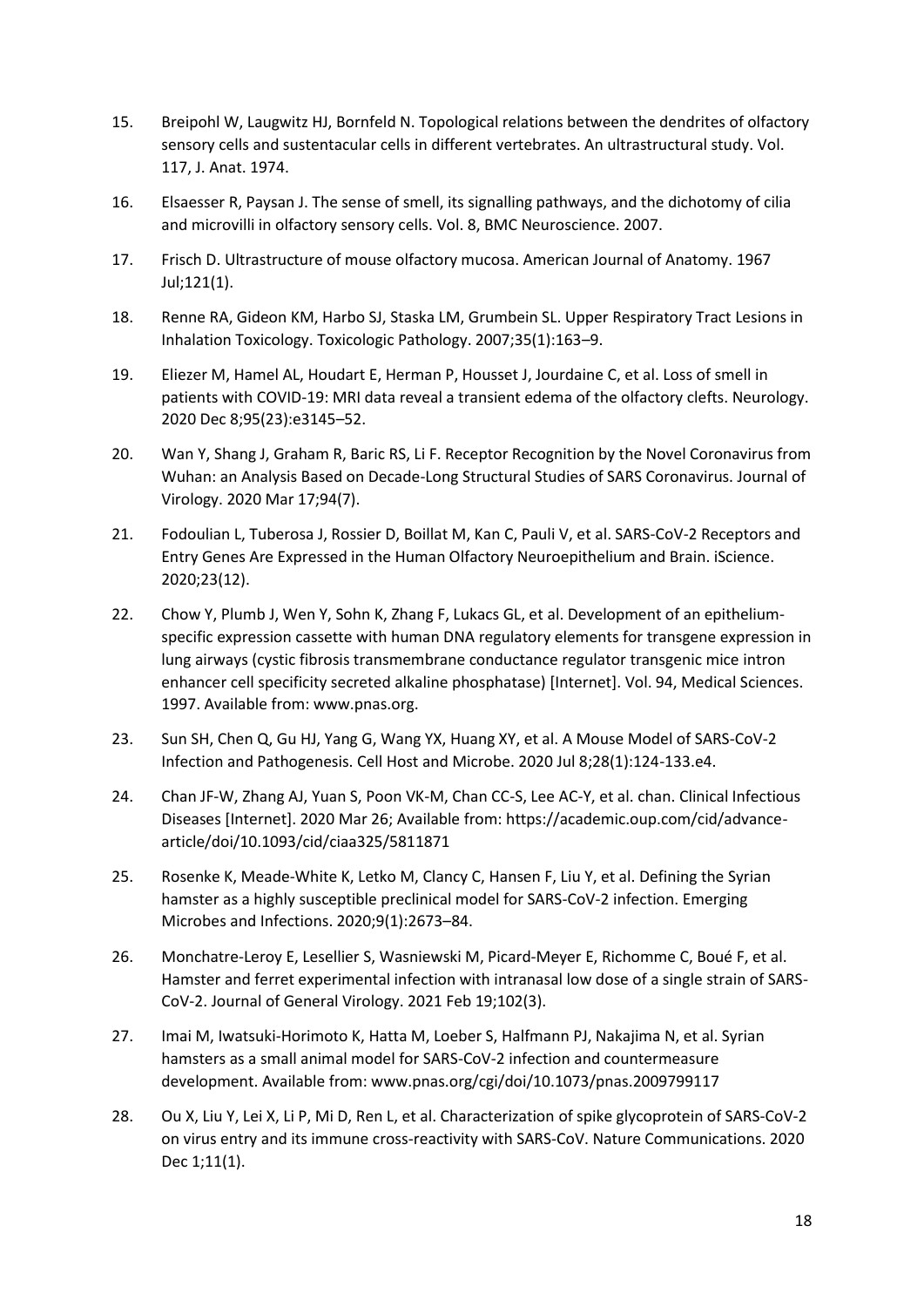15. Breipohl W, Laugwitz HJ, Bornfeld N. Topological relations between the dendrites of olfactory sensory cells and sustentacular cells in different vertebrates. An ultrastructural study. Vol. 117, J. Anat. 1974.

16. Elsaesser R, Paysan J. The sense of smell, its signalling pathways, and the dichotomy of cilia and microvilli in olfactory sensory cells. Vol. 8, BMC Neuroscience. 2007.

17. Frisch D. Ultrastructure of mouse olfactory mucosa. American Journal of Anatomy. 1967 Jul;121(1).

18. Renne RA, Gideon KM, Harbo SJ, Staska LM, Grumbein SL. Upper Respiratory Tract Lesions in Inhalation Toxicology. Toxicologic Pathology. 2007;35(1):163–9.

19. Eliezer M, Hamel AL, Houdart E, Herman P, Housset J, Jourdaine C, et al. Loss of smell in patients with COVID-19: MRI data reveal a transient edema of the olfactory clefts. Neurology. 2020 Dec 8;95(23):e3145–52.

20. Wan Y, Shang J, Graham R, Baric RS, Li F. Receptor Recognition by the Novel Coronavirus from Wuhan: an Analysis Based on Decade-Long Structural Studies of SARS Coronavirus. Journal of Virology. 2020 Mar 17;94(7).

21. Fodoulian L, Tuberosa J, Rossier D, Boillat M, Kan C, Pauli V, et al. SARS-CoV-2 Receptors and Entry Genes Are Expressed in the Human Olfactory Neuroepithelium and Brain. iScience. 2020;23(12).

22. Chow Y, Plumb J, Wen Y, Sohn K, Zhang F, Lukacs GL, et al. Development of an epithelium-specific expression cassette with human DNA regulatory elements for transgene expression in lung airways (cystic fibrosis transmembrane conductance regulator transgenic mice intron enhancer cell specificity secreted alkaline phosphatase) [Internet]. Vol. 94, Medical Sciences. 1997. Available from: www.pnas.org.

23. Sun SH, Chen Q, Gu HJ, Yang G, Wang YX, Huang XY, et al. A Mouse Model of SARS-CoV-2 Infection and Pathogenesis. Cell Host and Microbe. 2020 Jul 8;28(1):124-133.e4.

24. Chan JF-W, Zhang AJ, Yuan S, Poon VK-M, Chan CC-S, Lee AC-Y, et al. chan. Clinical Infectious Diseases [Internet]. 2020 Mar 26; Available from: https://academic.oup.com/cid/advance-article/doi/10.1093/cid/ciaa325/5811871

25. Rosenke K, Meade-White K, Letko M, Clancy C, Hansen F, Liu Y, et al. Defining the Syrian hamster as a highly susceptible preclinical model for SARS-CoV-2 infection. Emerging Microbes and Infections. 2020;9(1):2673–84.

26. Monchatre-Leroy E, Lesellier S, Wasniewski M, Picard-Meyer E, Richomme C, Boué F, et al. Hamster and ferret experimental infection with intranasal low dose of a single strain of SARS-CoV-2. Journal of General Virology. 2021 Feb 19;102(3).

27. Imai M, Iwatsuki-Horimoto K, Hatta M, Loeber S, Halfmann PJ, Nakajima N, et al. Syrian hamsters as a small animal model for SARS-CoV-2 infection and countermeasure development. Available from: www.pnas.org/cgi/doi/10.1073/pnas.2009799117

28. Ou X, Liu Y, Lei X, Li P, Mi D, Ren L, et al. Characterization of spike glycoprotein of SARS-CoV-2 on virus entry and its immune cross-reactivity with SARS-CoV. Nature Communications. 2020 Dec 1;11(1).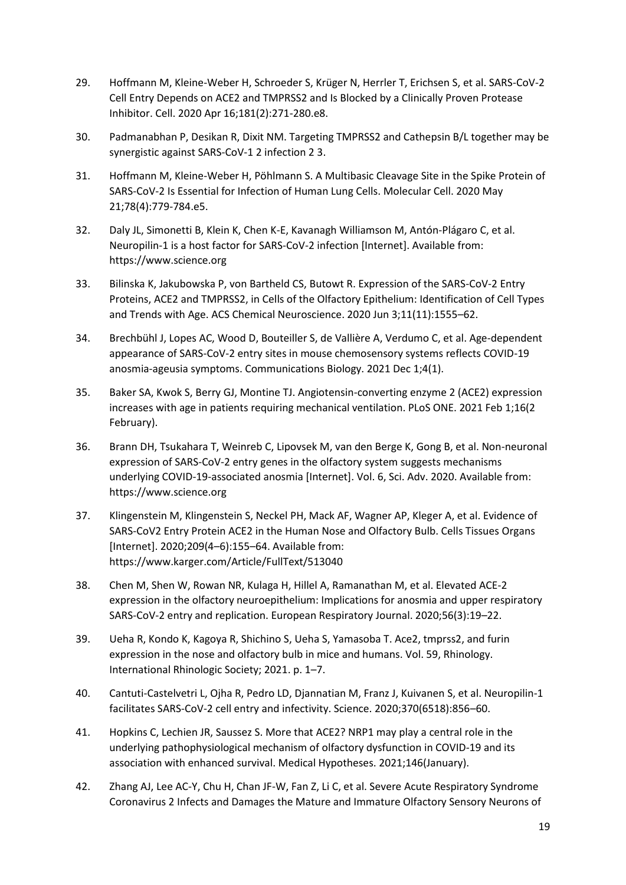29. Hoffmann M, Kleine-Weber H, Schroeder S, Krüger N, Herrler T, Erichsen S, et al. SARS-CoV-2 Cell Entry Depends on ACE2 and TMPRSS2 and Is Blocked by a Clinically Proven Protease Inhibitor. Cell. 2020 Apr 16;181(2):271-280.e8.

30. Padmanabhan P, Desikan R, Dixit NM. Targeting TMPRSS2 and Cathepsin B/L together may be synergistic against SARS-CoV-1 2 infection 2 3.

31. Hoffmann M, Kleine-Weber H, Pöhlmann S. A Multibasic Cleavage Site in the Spike Protein of SARS-CoV-2 Is Essential for Infection of Human Lung Cells. Molecular Cell. 2020 May 21;78(4):779-784.e5.

32. Daly JL, Simonetti B, Klein K, Chen K-E, Kavanagh Williamson M, Antón-Plágaro C, et al. Neuropilin-1 is a host factor for SARS-CoV-2 infection [Internet]. Available from: https://www.science.org

33. Bilinska K, Jakubowska P, von Bartheld CS, Butowt R. Expression of the SARS-CoV-2 Entry Proteins, ACE2 and TMPRSS2, in Cells of the Olfactory Epithelium: Identification of Cell Types and Trends with Age. ACS Chemical Neuroscience. 2020 Jun 3;11(11):1555–62.

34. Brechbühl J, Lopes AC, Wood D, Bouteiller S, de Vallière A, Verdumo C, et al. Age-dependent appearance of SARS-CoV-2 entry sites in mouse chemosensory systems reflects COVID-19 anosmia-ageusia symptoms. Communications Biology. 2021 Dec 1;4(1).

35. Baker SA, Kwok S, Berry GJ, Montine TJ. Angiotensin-converting enzyme 2 (ACE2) expression increases with age in patients requiring mechanical ventilation. PLoS ONE. 2021 Feb 1;16(2 February).

36. Brann DH, Tsukahara T, Weinreb C, Lipovsek M, van den Berge K, Gong B, et al. Non-neuronal expression of SARS-CoV-2 entry genes in the olfactory system suggests mechanisms underlying COVID-19-associated anosmia [Internet]. Vol. 6, Sci. Adv. 2020. Available from: https://www.science.org

37. Klingenstein M, Klingenstein S, Neckel PH, Mack AF, Wagner AP, Kleger A, et al. Evidence of SARS-CoV2 Entry Protein ACE2 in the Human Nose and Olfactory Bulb. Cells Tissues Organs [Internet]. 2020;209(4–6):155–64. Available from: https://www.karger.com/Article/FullText/513040

38. Chen M, Shen W, Rowan NR, Kulaga H, Hillel A, Ramanathan M, et al. Elevated ACE-2 expression in the olfactory neuroepithelium: Implications for anosmia and upper respiratory SARS-CoV-2 entry and replication. European Respiratory Journal. 2020;56(3):19–22.

39. Ueha R, Kondo K, Kagoya R, Shichino S, Ueha S, Yamasoba T. Ace2, tmprss2, and furin expression in the nose and olfactory bulb in mice and humans. Vol. 59, Rhinology. International Rhinologic Society; 2021. p. 1–7.

40. Cantuti-Castelvetri L, Ojha R, Pedro LD, Djannatian M, Franz J, Kuivanen S, et al. Neuropilin-1 facilitates SARS-CoV-2 cell entry and infectivity. Science. 2020;370(6518):856–60.

41. Hopkins C, Lechien JR, Saussez S. More that ACE2? NRP1 may play a central role in the underlying pathophysiological mechanism of olfactory dysfunction in COVID-19 and its association with enhanced survival. Medical Hypotheses. 2021;146(January).

42. Zhang AJ, Lee AC-Y, Chu H, Chan JF-W, Fan Z, Li C, et al. Severe Acute Respiratory Syndrome Coronavirus 2 Infects and Damages the Mature and Immature Olfactory Sensory Neurons of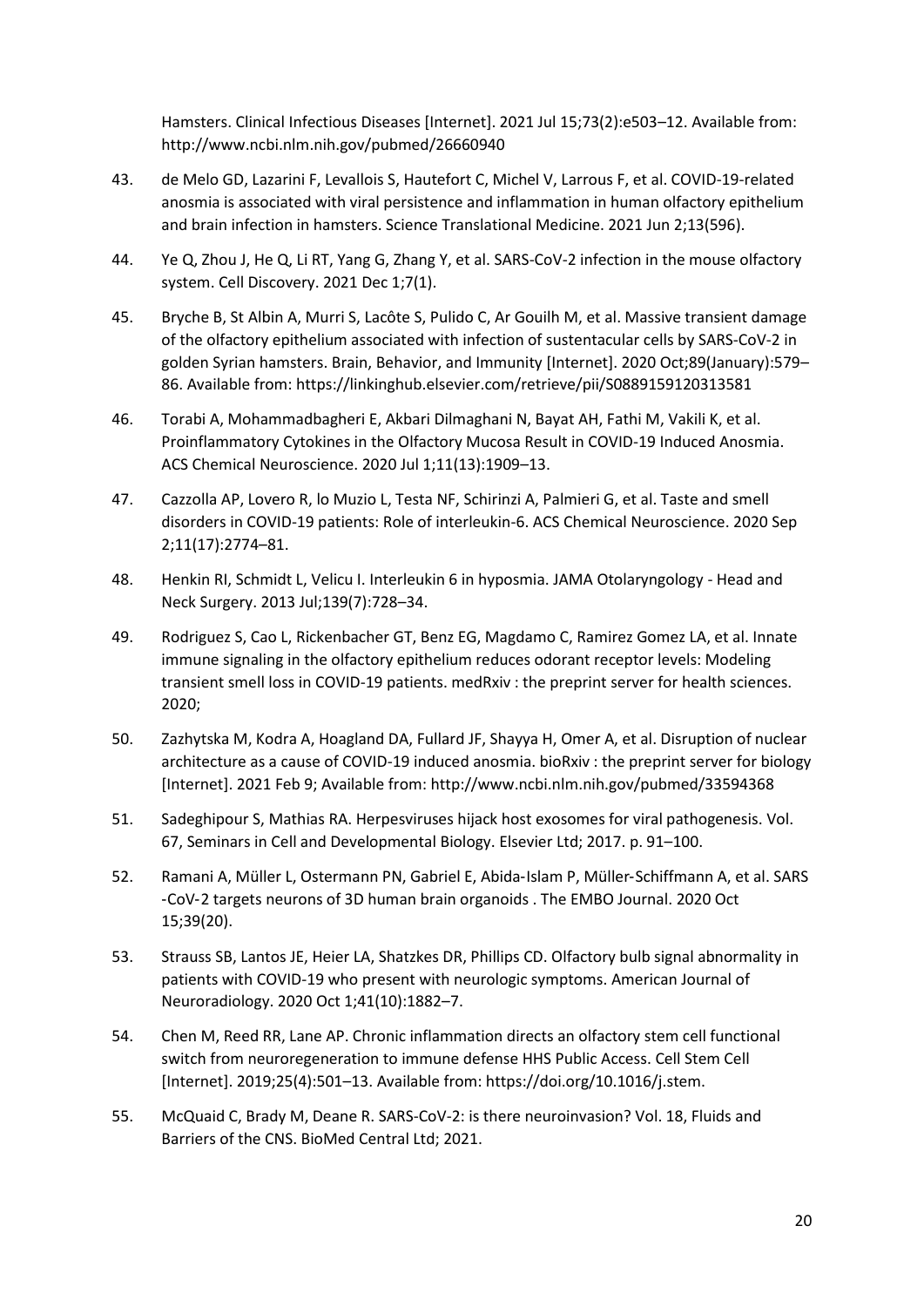Hamsters. Clinical Infectious Diseases [Internet]. 2021 Jul 15;73(2):e503–12. Available from: http://www.ncbi.nlm.nih.gov/pubmed/26660940

43. de Melo GD, Lazarini F, Levallois S, Hautefort C, Michel V, Larrous F, et al. COVID-19-related anosmia is associated with viral persistence and inflammation in human olfactory epithelium and brain infection in hamsters. Science Translational Medicine. 2021 Jun 2;13(596).

44. Ye Q, Zhou J, He Q, Li RT, Yang G, Zhang Y, et al. SARS-CoV-2 infection in the mouse olfactory system. Cell Discovery. 2021 Dec 1;7(1).

45. Bryche B, St Albin A, Murri S, Lacôte S, Pulido C, Ar Gouilh M, et al. Massive transient damage of the olfactory epithelium associated with infection of sustentacular cells by SARS-CoV-2 in golden Syrian hamsters. Brain, Behavior, and Immunity [Internet]. 2020 Oct;89(January):579–86. Available from: https://linkinghub.elsevier.com/retrieve/pii/S0889159120313581

46. Torabi A, Mohammadbagheri E, Akbari Dilmaghani N, Bayat AH, Fathi M, Vakili K, et al. Proinflammatory Cytokines in the Olfactory Mucosa Result in COVID-19 Induced Anosmia. ACS Chemical Neuroscience. 2020 Jul 1;11(13):1909–13.

47. Cazzolla AP, Lovero R, lo Muzio L, Testa NF, Schirinzi A, Palmieri G, et al. Taste and smell disorders in COVID-19 patients: Role of interleukin-6. ACS Chemical Neuroscience. 2020 Sep 2;11(17):2774–81.

48. Henkin RI, Schmidt L, Velicu I. Interleukin 6 in hyposmia. JAMA Otolaryngology - Head and Neck Surgery. 2013 Jul;139(7):728–34.

49. Rodriguez S, Cao L, Rickenbacher GT, Benz EG, Magdamo C, Ramirez Gomez LA, et al. Innate immune signaling in the olfactory epithelium reduces odorant receptor levels: Modeling transient smell loss in COVID-19 patients. medRxiv : the preprint server for health sciences. 2020;

50. Zazhytska M, Kodra A, Hoagland DA, Fullard JF, Shayya H, Omer A, et al. Disruption of nuclear architecture as a cause of COVID-19 induced anosmia. bioRxiv : the preprint server for biology [Internet]. 2021 Feb 9; Available from: http://www.ncbi.nlm.nih.gov/pubmed/33594368

51. Sadeghipour S, Mathias RA. Herpesviruses hijack host exosomes for viral pathogenesis. Vol. 67, Seminars in Cell and Developmental Biology. Elsevier Ltd; 2017. p. 91–100.

52. Ramani A, Müller L, Ostermann PN, Gabriel E, Abida-Islam P, Müller-Schiffmann A, et al. SARS -CoV-2 targets neurons of 3D human brain organoids . The EMBO Journal. 2020 Oct 15;39(20).

53. Strauss SB, Lantos JE, Heier LA, Shatzkes DR, Phillips CD. Olfactory bulb signal abnormality in patients with COVID-19 who present with neurologic symptoms. American Journal of Neuroradiology. 2020 Oct 1;41(10):1882–7.

54. Chen M, Reed RR, Lane AP. Chronic inflammation directs an olfactory stem cell functional switch from neuroregeneration to immune defense HHS Public Access. Cell Stem Cell [Internet]. 2019;25(4):501–13. Available from: https://doi.org/10.1016/j.stem.

55. McQuaid C, Brady M, Deane R. SARS-CoV-2: is there neuroinvasion? Vol. 18, Fluids and Barriers of the CNS. BioMed Central Ltd; 2021.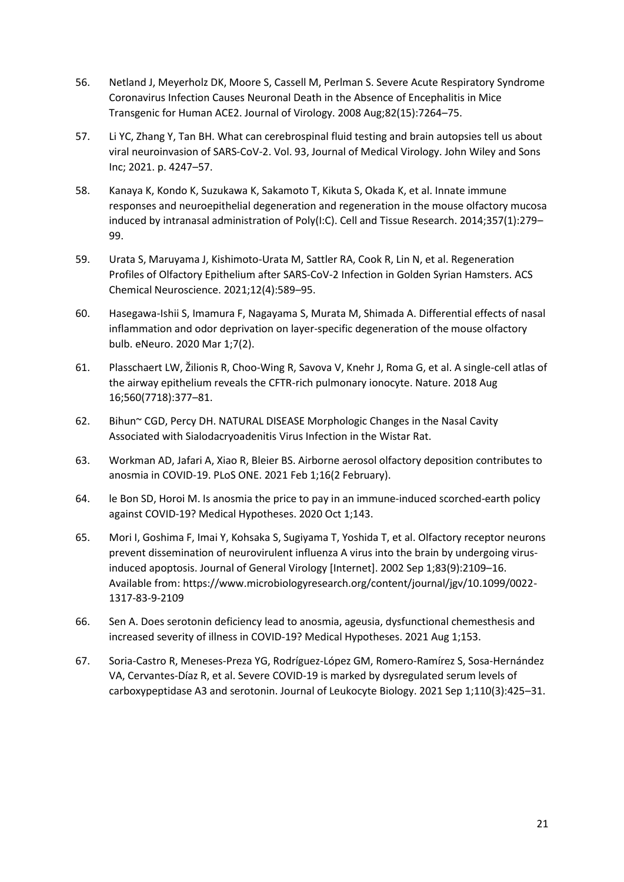56. Netland J, Meyerholz DK, Moore S, Cassell M, Perlman S. Severe Acute Respiratory Syndrome Coronavirus Infection Causes Neuronal Death in the Absence of Encephalitis in Mice Transgenic for Human ACE2. Journal of Virology. 2008 Aug;82(15):7264–75.

57. Li YC, Zhang Y, Tan BH. What can cerebrospinal fluid testing and brain autopsies tell us about viral neuroinvasion of SARS-CoV-2. Vol. 93, Journal of Medical Virology. John Wiley and Sons Inc; 2021. p. 4247–57.

58. Kanaya K, Kondo K, Suzukawa K, Sakamoto T, Kikuta S, Okada K, et al. Innate immune responses and neuroepithelial degeneration and regeneration in the mouse olfactory mucosa induced by intranasal administration of Poly(I:C). Cell and Tissue Research. 2014;357(1):279–99.

59. Urata S, Maruyama J, Kishimoto-Urata M, Sattler RA, Cook R, Lin N, et al. Regeneration Profiles of Olfactory Epithelium after SARS-CoV-2 Infection in Golden Syrian Hamsters. ACS Chemical Neuroscience. 2021;12(4):589–95.

60. Hasegawa-Ishii S, Imamura F, Nagayama S, Murata M, Shimada A. Differential effects of nasal inflammation and odor deprivation on layer-specific degeneration of the mouse olfactory bulb. eNeuro. 2020 Mar 1;7(2).

61. Plasschaert LW, Žilionis R, Choo-Wing R, Savova V, Knehr J, Roma G, et al. A single-cell atlas of the airway epithelium reveals the CFTR-rich pulmonary ionocyte. Nature. 2018 Aug 16;560(7718):377–81.

62. Bihun~ CGD, Percy DH. NATURAL DISEASE Morphologic Changes in the Nasal Cavity Associated with Sialodacryoadenitis Virus Infection in the Wistar Rat.

63. Workman AD, Jafari A, Xiao R, Bleier BS. Airborne aerosol olfactory deposition contributes to anosmia in COVID-19. PLoS ONE. 2021 Feb 1;16(2 February).

64. le Bon SD, Horoi M. Is anosmia the price to pay in an immune-induced scorched-earth policy against COVID-19? Medical Hypotheses. 2020 Oct 1;143.

65. Mori I, Goshima F, Imai Y, Kohsaka S, Sugiyama T, Yoshida T, et al. Olfactory receptor neurons prevent dissemination of neurovirulent influenza A virus into the brain by undergoing virus-induced apoptosis. Journal of General Virology [Internet]. 2002 Sep 1;83(9):2109–16. Available from: https://www.microbiologyresearch.org/content/journal/jgv/10.1099/0022-1317-83-9-2109

66. Sen A. Does serotonin deficiency lead to anosmia, ageusia, dysfunctional chemesthesis and increased severity of illness in COVID-19? Medical Hypotheses. 2021 Aug 1;153.

67. Soria-Castro R, Meneses-Preza YG, Rodríguez-López GM, Romero-Ramírez S, Sosa-Hernández VA, Cervantes-Díaz R, et al. Severe COVID-19 is marked by dysregulated serum levels of carboxypeptidase A3 and serotonin. Journal of Leukocyte Biology. 2021 Sep 1;110(3):425–31.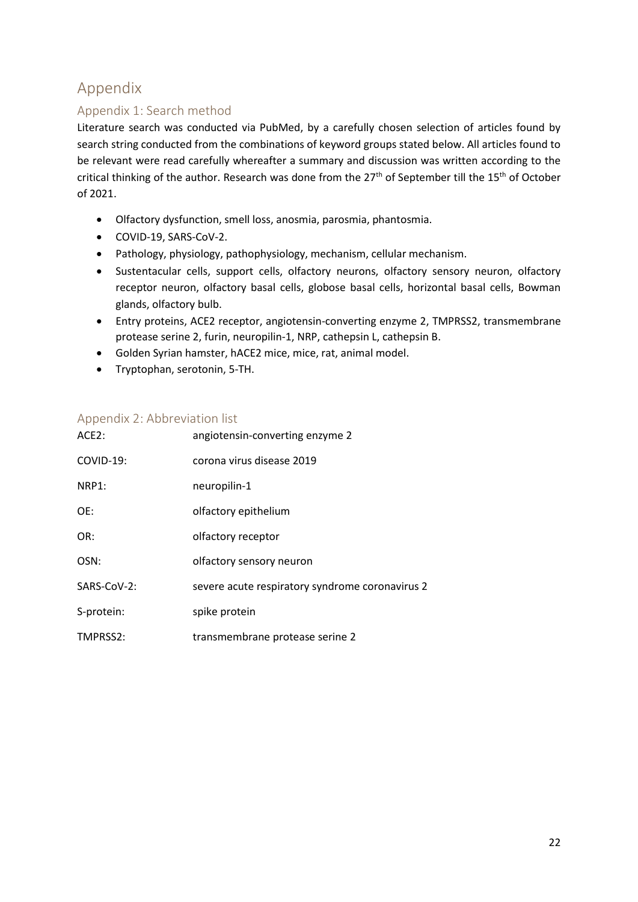# Appendix

## Appendix 1: Search method

Literature search was conducted via PubMed, by a carefully chosen selection of articles found by search string conducted from the combinations of keyword groups stated below. All articles found to be relevant were read carefully whereafter a summary and discussion was written according to the critical thinking of the author. Research was done from the 27th of September till the 15th of October of 2021.

- Olfactory dysfunction, smell loss, anosmia, parosmia, phantosmia.
- COVID-19, SARS-CoV-2.
- Pathology, physiology, pathophysiology, mechanism, cellular mechanism.
- Sustentacular cells, support cells, olfactory neurons, olfactory sensory neuron, olfactory receptor neuron, olfactory basal cells, globose basal cells, horizontal basal cells, Bowman glands, olfactory bulb.
- Entry proteins, ACE2 receptor, angiotensin-converting enzyme 2, TMPRSS2, transmembrane protease serine 2, furin, neuropilin-1, NRP, cathepsin L, cathepsin B.
- Golden Syrian hamster, hACE2 mice, mice, rat, animal model.
- Tryptophan, serotonin, 5-TH.

## Appendix 2: Abbreviation list

| | |
|---|---|
| ACE2: | angiotensin-converting enzyme 2 |
| COVID-19: | corona virus disease 2019 |
| NRP1: | neuropilin-1 |
| OE: | olfactory epithelium |
| OR: | olfactory receptor |
| OSN: | olfactory sensory neuron |
| SARS-CoV-2: | severe acute respiratory syndrome coronavirus 2 |
| S-protein: | spike protein |
| TMPRSS2: | transmembrane protease serine 2 |